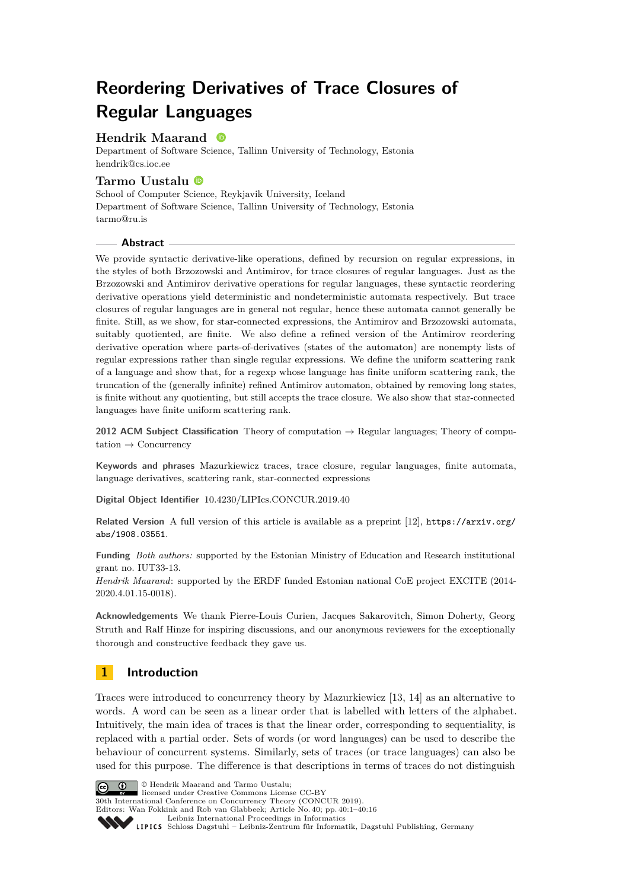# Reordering Derivatives of Trace Closures of Regular Languages

**Hendrik Maarand**

Department of Software Science, Tallinn University of Technology, Estonia
hendrik@cs.ioc.ee

**Tarmo Uustalu**

School of Computer Science, Reykjavik University, Iceland
Department of Software Science, Tallinn University of Technology, Estonia
tarmo@ru.is

## Abstract

We provide syntactic derivative-like operations, defined by recursion on regular expressions, in the styles of both Brzozowski and Antimirov, for trace closures of regular languages. Just as the Brzozowski and Antimirov derivative operations for regular languages, these syntactic reordering derivative operations yield deterministic and nondeterministic automata respectively. But trace closures of regular languages are in general not regular, hence these automata cannot generally be finite. Still, as we show, for star-connected expressions, the Antimirov and Brzozowski automata, suitably quotiented, are finite. We also define a refined version of the Antimirov reordering derivative operation where parts-of-derivatives (states of the automaton) are nonempty lists of regular expressions rather than single regular expressions. We define the uniform scattering rank of a language and show that, for a regexp whose language has finite uniform scattering rank, the truncation of the (generally infinite) refined Antimirov automaton, obtained by removing long states, is finite without any quotienting, but still accepts the trace closure. We also show that star-connected languages have finite uniform scattering rank.

**2012 ACM Subject Classification** Theory of computation → Regular languages; Theory of computation → Concurrency

**Keywords and phrases** Mazurkiewicz traces, trace closure, regular languages, finite automata, language derivatives, scattering rank, star-connected expressions

**Digital Object Identifier** 10.4230/LIPIcs.CONCUR.2019.40

**Related Version** A full version of this article is available as a preprint [12], https://arxiv.org/abs/1908.03551.

**Funding** *Both authors:* supported by the Estonian Ministry of Education and Research institutional grant no. IUT33-13.
*Hendrik Maarand*: supported by the ERDF funded Estonian national CoE project EXCITE (2014-2020.4.01.15-0018).

**Acknowledgements** We thank Pierre-Louis Curien, Jacques Sakarovitch, Simon Doherty, Georg Struth and Ralf Hinze for inspiring discussions, and our anonymous reviewers for the exceptionally thorough and constructive feedback they gave us.

## 1 Introduction

Traces were introduced to concurrency theory by Mazurkiewicz [13, 14] as an alternative to words. A word can be seen as a linear order that is labelled with letters of the alphabet. Intuitively, the main idea of traces is that the linear order, corresponding to sequentiality, is replaced with a partial order. Sets of words (or word languages) can be used to describe the behaviour of concurrent systems. Similarly, sets of traces (or trace languages) can also be used for this purpose. The difference is that descriptions in terms of traces do not distinguish

© Hendrik Maarand and Tarmo Uustalu;
licensed under Creative Commons License CC-BY
30th International Conference on Concurrency Theory (CONCUR 2019).
Editors: Wan Fokkink and Rob van Glabbeek; Article No. 40; pp. 40:1–40:16
Leibniz International Proceedings in Informatics
Schloss Dagstuhl – Leibniz-Zentrum für Informatik, Dagstuhl Publishing, Germany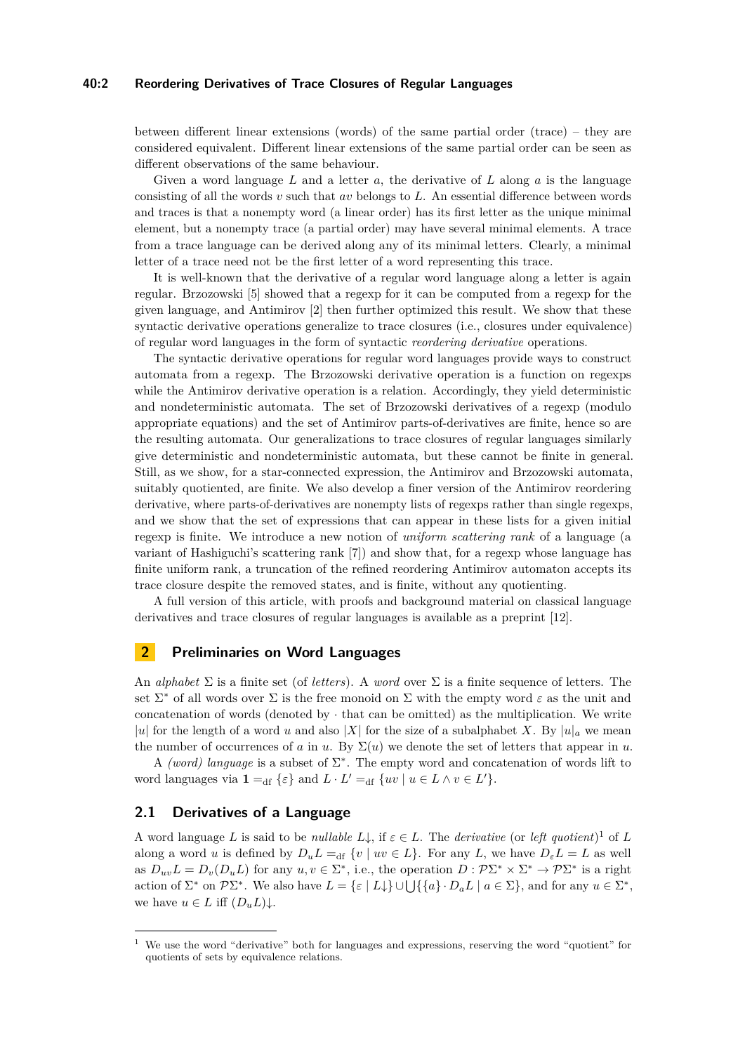between different linear extensions (words) of the same partial order (trace) – they are considered equivalent. Different linear extensions of the same partial order can be seen as different observations of the same behaviour.

Given a word language $L$ and a letter $a$, the derivative of $L$ along $a$ is the language consisting of all the words $v$ such that $av$ belongs to $L$. An essential difference between words and traces is that a nonempty word (a linear order) has its first letter as the unique minimal element, but a nonempty trace (a partial order) may have several minimal elements. A trace from a trace language can be derived along any of its minimal letters. Clearly, a minimal letter of a trace need not be the first letter of a word representing this trace.

It is well-known that the derivative of a regular word language along a letter is again regular. Brzozowski [5] showed that a regexp for it can be computed from a regexp for the given language, and Antimirov [2] then further optimized this result. We show that these syntactic derivative operations generalize to trace closures (i.e., closures under equivalence) of regular word languages in the form of syntactic *reordering derivative* operations.

The syntactic derivative operations for regular word languages provide ways to construct automata from a regexp. The Brzozowski derivative operation is a function on regexps while the Antimirov derivative operation is a relation. Accordingly, they yield deterministic and nondeterministic automata. The set of Brzozowski derivatives of a regexp (modulo appropriate equations) and the set of Antimirov parts-of-derivatives are finite, hence so are the resulting automata. Our generalizations to trace closures of regular languages similarly give deterministic and nondeterministic automata, but these cannot be finite in general. Still, as we show, for a star-connected expression, the Antimirov and Brzozowski automata, suitably quotiented, are finite. We also develop a finer version of the Antimirov reordering derivative, where parts-of-derivatives are nonempty lists of regexps rather than single regexps, and we show that the set of expressions that can appear in these lists for a given initial regexp is finite. We introduce a new notion of *uniform scattering rank* of a language (a variant of Hashiguchi's scattering rank [7]) and show that, for a regexp whose language has finite uniform rank, a truncation of the refined reordering Antimirov automaton accepts its trace closure despite the removed states, and is finite, without any quotienting.

A full version of this article, with proofs and background material on classical language derivatives and trace closures of regular languages is available as a preprint [12].

## 2 Preliminaries on Word Languages

An *alphabet* $\Sigma$ is a finite set (of *letters*). A *word* over $\Sigma$ is a finite sequence of letters. The set $\Sigma^*$ of all words over $\Sigma$ is the free monoid on $\Sigma$ with the empty word $\varepsilon$ as the unit and concatenation of words (denoted by $\cdot$ that can be omitted) as the multiplication. We write $|u|$ for the length of a word $u$ and also $|X|$ for the size of a subalphabet $X$. By $|u|_a$ we mean the number of occurrences of $a$ in $u$. By $\Sigma(u)$ we denote the set of letters that appear in $u$.

A *(word) language* is a subset of $\Sigma^*$. The empty word and concatenation of words lift to word languages via $\mathbf{1} =_{\text{df}} \{\varepsilon\}$ and $L \cdot L' =_{\text{df}} \{uv \mid u \in L \wedge v \in L'\}$.

### 2.1 Derivatives of a Language

A word language $L$ is said to be *nullable* $L{\downarrow}$, if $\varepsilon \in L$. The *derivative* (or *left quotient*)[1] of $L$ along a word $u$ is defined by $D_u L =_{\text{df}} \{v \mid uv \in L\}$. For any $L$, we have $D_\varepsilon L = L$ as well as $D_{uv} L = D_v(D_u L)$ for any $u, v \in \Sigma^*$, i.e., the operation $D : \mathcal{P}\Sigma^* \times \Sigma^* \to \mathcal{P}\Sigma^*$ is a right action of $\Sigma^*$ on $\mathcal{P}\Sigma^*$. We also have $L = \{\varepsilon \mid L{\downarrow}\} \cup \bigcup \{\{a\} \cdot D_a L \mid a \in \Sigma\}$, and for any $u \in \Sigma^*$, we have $u \in L$ iff $(D_u L){\downarrow}$.

[1] We use the word "derivative" both for languages and expressions, reserving the word "quotient" for quotients of sets by equivalence relations.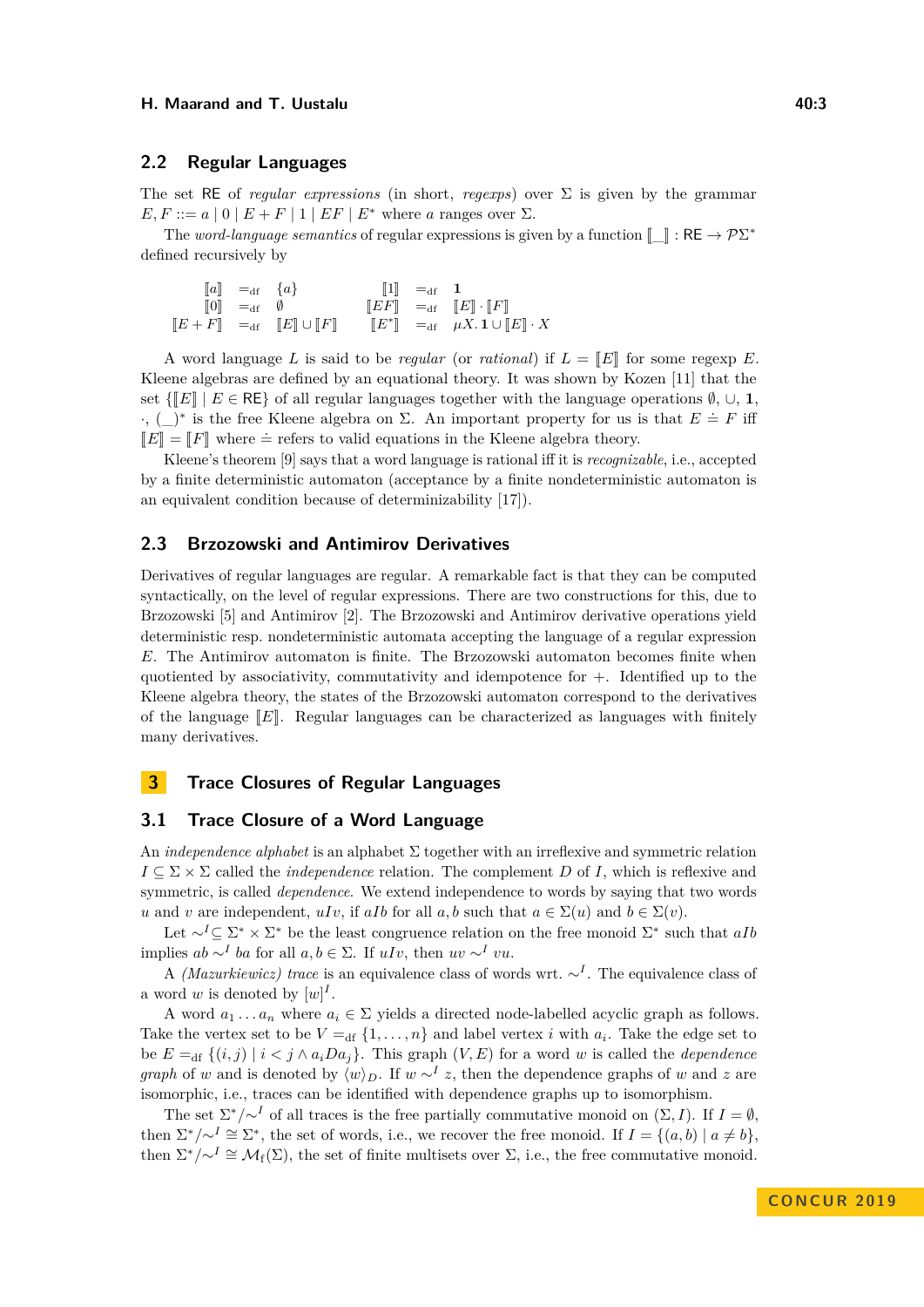## 2.2 Regular Languages

The set RE of *regular expressions* (in short, *regexps*) over $\Sigma$ is given by the grammar $E, F ::= a \mid 0 \mid E + F \mid 1 \mid EF \mid E^*$ where $a$ ranges over $\Sigma$.

The *word-language semantics* of regular expressions is given by a function $[\![\_]\!] : \mathsf{RE} \to \mathcal{P}\Sigma^*$ defined recursively by

$$
\begin{array}{rclcrcl}
[\![a]\!] & =_{\mathrm{df}} & \{a\} & \quad & [\![1]\!] & =_{\mathrm{df}} & \mathbf{1} \\
[\![0]\!] & =_{\mathrm{df}} & \emptyset & & [\![EF]\!] & =_{\mathrm{df}} & [\![E]\!] \cdot [\![F]\!] \\
[\![E+F]\!] & =_{\mathrm{df}} & [\![E]\!] \cup [\![F]\!] & & [\![E^*]\!] & =_{\mathrm{df}} & \mu X.\, \mathbf{1} \cup [\![E]\!] \cdot X
\end{array}
$$

A word language $L$ is said to be *regular* (or *rational*) if $L = [\![E]\!]$ for some regexp $E$. Kleene algebras are defined by an equational theory. It was shown by Kozen [11] that the set $\{[\![E]\!] \mid E \in \mathsf{RE}\}$ of all regular languages together with the language operations $\emptyset$, $\cup$, $\mathbf{1}$, $\cdot$, $(\_)^*$ is the free Kleene algebra on $\Sigma$. An important property for us is that $E \doteq F$ iff $[\![E]\!] = [\![F]\!]$ where $\doteq$ refers to valid equations in the Kleene algebra theory.

Kleene's theorem [9] says that a word language is rational iff it is *recognizable*, i.e., accepted by a finite deterministic automaton (acceptance by a finite nondeterministic automaton is an equivalent condition because of determinizability [17]).

## 2.3 Brzozowski and Antimirov Derivatives

Derivatives of regular languages are regular. A remarkable fact is that they can be computed syntactically, on the level of regular expressions. There are two constructions for this, due to Brzozowski [5] and Antimirov [2]. The Brzozowski and Antimirov derivative operations yield deterministic resp. nondeterministic automata accepting the language of a regular expression $E$. The Antimirov automaton is finite. The Brzozowski automaton becomes finite when quotiented by associativity, commutativity and idempotence for $+$. Identified up to the Kleene algebra theory, the states of the Brzozowski automaton correspond to the derivatives of the language $[\![E]\!]$. Regular languages can be characterized as languages with finitely many derivatives.

# 3 Trace Closures of Regular Languages

## 3.1 Trace Closure of a Word Language

An *independence alphabet* is an alphabet $\Sigma$ together with an irreflexive and symmetric relation $I \subseteq \Sigma \times \Sigma$ called the *independence* relation. The complement $D$ of $I$, which is reflexive and symmetric, is called *dependence*. We extend independence to words by saying that two words $u$ and $v$ are independent, $uIv$, if $aIb$ for all $a, b$ such that $a \in \Sigma(u)$ and $b \in \Sigma(v)$.

Let $\sim^I \subseteq \Sigma^* \times \Sigma^*$ be the least congruence relation on the free monoid $\Sigma^*$ such that $aIb$ implies $ab \sim^I ba$ for all $a, b \in \Sigma$. If $uIv$, then $uv \sim^I vu$.

A *(Mazurkiewicz) trace* is an equivalence class of words wrt. $\sim^I$. The equivalence class of a word $w$ is denoted by $[w]^I$.

A word $a_1 \ldots a_n$ where $a_i \in \Sigma$ yields a directed node-labelled acyclic graph as follows. Take the vertex set to be $V =_{\mathrm{df}} \{1, \ldots, n\}$ and label vertex $i$ with $a_i$. Take the edge set to be $E =_{\mathrm{df}} \{(i, j) \mid i < j \wedge a_i D a_j\}$. This graph $(V, E)$ for a word $w$ is called the *dependence graph* of $w$ and is denoted by $\langle w \rangle_D$. If $w \sim^I z$, then the dependence graphs of $w$ and $z$ are isomorphic, i.e., traces can be identified with dependence graphs up to isomorphism.

The set $\Sigma^*/{\sim^I}$ of all traces is the free partially commutative monoid on $(\Sigma, I)$. If $I = \emptyset$, then $\Sigma^*/{\sim^I} \cong \Sigma^*$, the set of words, i.e., we recover the free monoid. If $I = \{(a, b) \mid a \neq b\}$, then $\Sigma^*/{\sim^I} \cong \mathcal{M}_{\mathrm{f}}(\Sigma)$, the set of finite multisets over $\Sigma$, i.e., the free commutative monoid.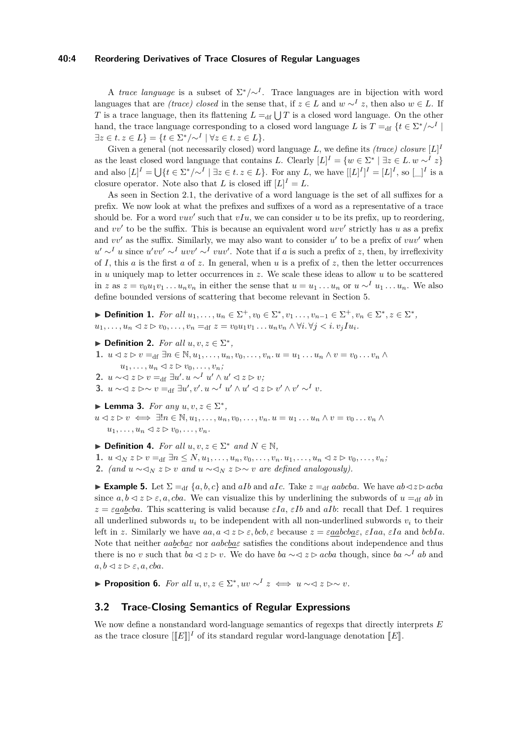A *trace language* is a subset of $\Sigma^*/{\sim^I}$. Trace languages are in bijection with word languages that are *(trace) closed* in the sense that, if $z \in L$ and $w \sim^I z$, then also $w \in L$. If $T$ is a trace language, then its flattening $L =_{\mathrm{df}} \bigcup T$ is a closed word language. On the other hand, the trace language corresponding to a closed word language $L$ is $T =_{\mathrm{df}} \{t \in \Sigma^*/{\sim^I} \mid \exists z \in t.\, z \in L\} = \{t \in \Sigma^*/{\sim^I} \mid \forall z \in t.\, z \in L\}$.

Given a general (not necessarily closed) word language $L$, we define its *(trace) closure* $[L]^I$ as the least closed word language that contains $L$. Clearly $[L]^I = \{w \in \Sigma^* \mid \exists z \in L.\, w \sim^I z\}$ and also $[L]^I = \bigcup\{t \in \Sigma^*/{\sim^I} \mid \exists z \in t.\, z \in L\}$. For any $L$, we have $[[L]^I]^I = [L]^I$, so $[\_]^I$ is a closure operator. Note also that $L$ is closed iff $[L]^I = L$.

As seen in Section 2.1, the derivative of a word language is the set of all suffixes for a prefix. We now look at what the prefixes and suffixes of a word as a representative of a trace should be. For a word $vuv'$ such that $vIu$, we can consider $u$ to be its prefix, up to reordering, and $vv'$ to be the suffix. This is because an equivalent word $uvv'$ strictly has $u$ as a prefix and $vv'$ as the suffix. Similarly, we may also want to consider $u'$ to be a prefix of $vuv'$ when $u' \sim^I u$ since $u'vv' \sim^I uvv' \sim^I vuv'$. Note that if $a$ is such a prefix of $z$, then, by irreflexivity of $I$, this $a$ is the first $a$ of $z$. In general, when $u$ is a prefix of $z$, then the letter occurrences in $u$ uniquely map to letter occurrences in $z$. We scale these ideas to allow $u$ to be scattered in $z$ as $z = v_0u_1v_1 \ldots u_nv_n$ in either the sense that $u = u_1 \ldots u_n$ or $u \sim^I u_1 \ldots u_n$. We also define bounded versions of scattering that become relevant in Section 5.

▶ **Definition 1.** *For all* $u_1, \ldots, u_n \in \Sigma^+, v_0 \in \Sigma^*, v_1 \ldots, v_{n-1} \in \Sigma^+, v_n \in \Sigma^*, z \in \Sigma^*$, $u_1, \ldots, u_n \lhd z \rhd v_0, \ldots, v_n =_{\mathrm{df}} z = v_0u_1v_1 \ldots u_nv_n \wedge \forall i.\, \forall j < i.\, v_jIu_i$.

▶ **Definition 2.** *For all* $u, v, z \in \Sigma^*$,

1. $u \lhd z \rhd v =_{\mathrm{df}} \exists n \in \mathbb{N}, u_1, \ldots, u_n, v_0, \ldots, v_n.\, u = u_1 \ldots u_n \wedge v = v_0 \ldots v_n \wedge$ $u_1, \ldots, u_n \lhd z \rhd v_0, \ldots, v_n$;
2. $u \sim\!\lhd z \rhd v =_{\mathrm{df}} \exists u'.\, u \sim^I u' \wedge u' \lhd z \rhd v$;
3. $u \sim\!\lhd z \rhd\!\sim v =_{\mathrm{df}} \exists u', v'.\, u \sim^I u' \wedge u' \lhd z \rhd v' \wedge v' \sim^I v$.

▶ **Lemma 3.** *For any* $u, v, z \in \Sigma^*$,
$u \lhd z \rhd v \iff \exists! n \in \mathbb{N}, u_1, \ldots, u_n, v_0, \ldots, v_n.\, u = u_1 \ldots u_n \wedge v = v_0 \ldots v_n \wedge$ $u_1, \ldots, u_n \lhd z \rhd v_0, \ldots, v_n$.

▶ **Definition 4.** *For all* $u, v, z \in \Sigma^*$ *and* $N \in \mathbb{N}$,

1. $u \lhd_N z \rhd v =_{\mathrm{df}} \exists n \leq N, u_1, \ldots, u_n, v_0, \ldots, v_n.\, u_1, \ldots, u_n \lhd z \rhd v_0, \ldots, v_n$;
2. *(and* $u \sim\!\lhd_N z \rhd v$ *and* $u \sim\!\lhd_N z \rhd\!\sim v$ *are defined analogously).*

▶ **Example 5.** Let $\Sigma =_{\mathrm{df}} \{a, b, c\}$ and $aIb$ and $aIc$. Take $z =_{\mathrm{df}} aabcba$. We have $ab \lhd z \rhd acba$ since $a, b \lhd z \rhd \varepsilon, a, cba$. We can visualize this by underlining the subwords of $u =_{\mathrm{df}} ab$ in $z = \varepsilon\underline{a}a\underline{b}cba$. This scattering is valid because $\varepsilon Ia$, $\varepsilon Ib$ and $aIb$: recall that Def. 1 requires all underlined subwords $u_i$ to be independent with all non-underlined subwords $v_i$ to their left in $z$. Similarly we have $aa, a \lhd z \rhd \varepsilon, bcb, \varepsilon$ because $z = \varepsilon\underline{aa}bcb\underline{a}\varepsilon$, $\varepsilon Iaa$, $\varepsilon Ia$ and $bcbIa$. Note that neither $aa\underline{b}cb\underline{a}\varepsilon$ nor $aabc\underline{ba}\varepsilon$ satisfies the conditions about independence and thus there is no $v$ such that $ba \lhd z \rhd v$. We do have $ba \sim\!\lhd z \rhd acba$ though, since $ba \sim^I ab$ and $a, b \lhd z \rhd \varepsilon, a, cba$.

▶ **Proposition 6.** *For all* $u, v, z \in \Sigma^*, uv \sim^I z \iff u \sim\!\lhd z \rhd\!\sim v$.

## 3.2 Trace-Closing Semantics of Regular Expressions

We now define a nonstandard word-language semantics of regexps that directly interprets $E$ as the trace closure $[\llbracket E \rrbracket]^I$ of its standard regular word-language denotation $\llbracket E \rrbracket$.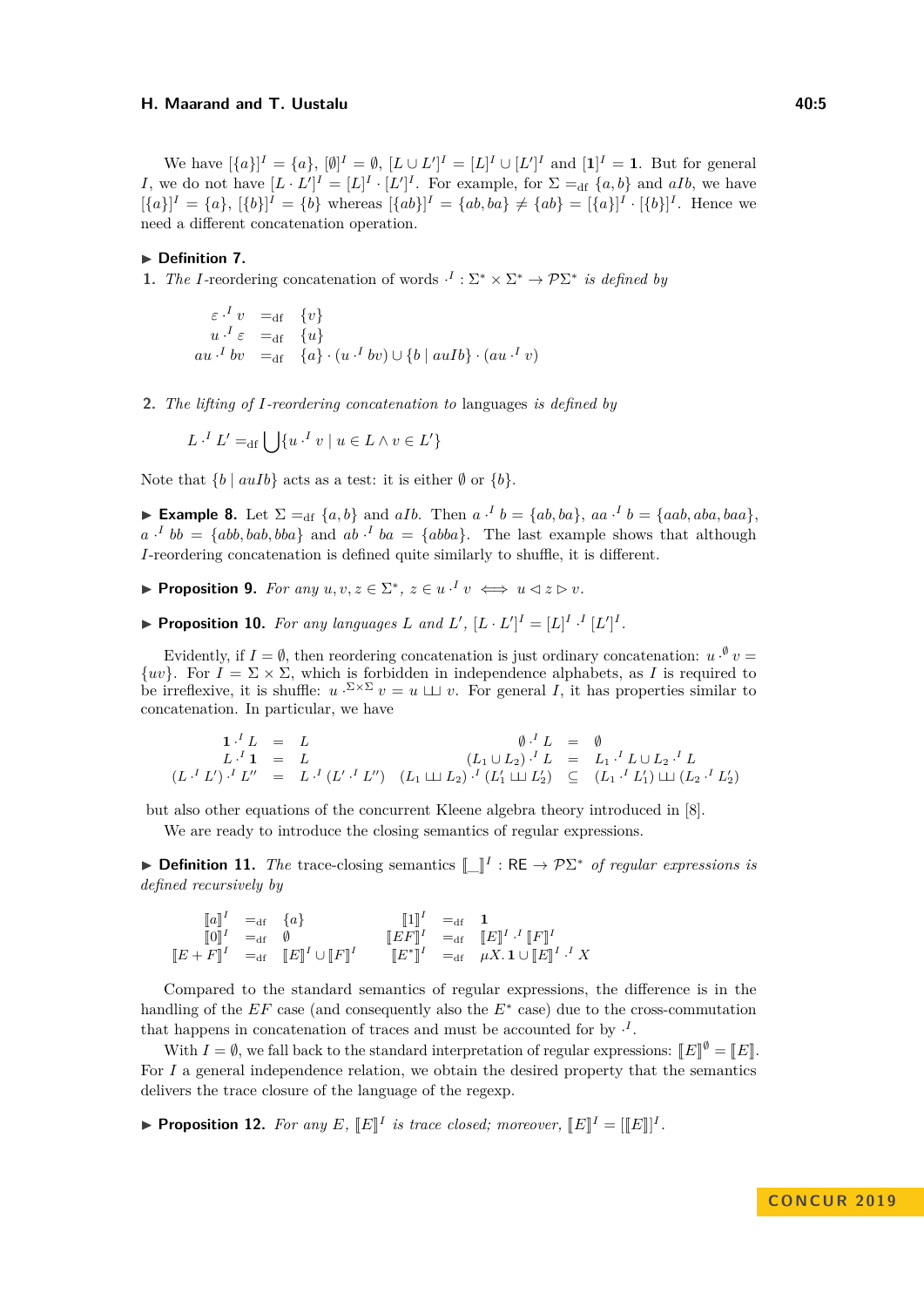We have $[\{a\}]^I = \{a\}$, $[\emptyset]^I = \emptyset$, $[L \cup L']^I = [L]^I \cup [L']^I$ and $[\mathbf{1}]^I = \mathbf{1}$. But for general $I$, we do not have $[L \cdot L']^I = [L]^I \cdot [L']^I$. For example, for $\Sigma =_{\mathrm{df}} \{a, b\}$ and $aIb$, we have $[\{a\}]^I = \{a\}$, $[\{b\}]^I = \{b\}$ whereas $[\{ab\}]^I = \{ab, ba\} \neq \{ab\} = [\{a\}]^I \cdot [\{b\}]^I$. Hence we need a different concatenation operation.

▶ **Definition 7.**

1. *The* $I$-reordering concatenation of words $\cdot^I : \Sigma^* \times \Sigma^* \to \mathcal{P}\Sigma^*$ *is defined by*

$$
\begin{array}{rcl}
\varepsilon \cdot^I v & =_{\mathrm{df}} & \{v\} \\
u \cdot^I \varepsilon & =_{\mathrm{df}} & \{u\} \\
au \cdot^I bv & =_{\mathrm{df}} & \{a\} \cdot (u \cdot^I bv) \cup \{b \mid auIb\} \cdot (au \cdot^I v)
\end{array}
$$

2. *The* lifting of $I$-reordering concatenation to languages *is defined by*

$$
L \cdot^I L' =_{\mathrm{df}} \bigcup \{u \cdot^I v \mid u \in L \wedge v \in L'\}
$$

Note that $\{b \mid auIb\}$ acts as a test: it is either $\emptyset$ or $\{b\}$.

▶ **Example 8.** Let $\Sigma =_{\mathrm{df}} \{a, b\}$ and $aIb$. Then $a \cdot^I b = \{ab, ba\}$, $aa \cdot^I b = \{aab, aba, baa\}$, $a \cdot^I bb = \{abb, bab, bba\}$ and $ab \cdot^I ba = \{abba\}$. The last example shows that although $I$-reordering concatenation is defined quite similarly to shuffle, it is different.

▶ **Proposition 9.** *For any* $u, v, z \in \Sigma^*$, $z \in u \cdot^I v \iff u \lhd z \rhd v$.

▶ **Proposition 10.** *For any languages* $L$ *and* $L'$, $[L \cdot L']^I = [L]^I \cdot^I [L']^I$.

Evidently, if $I = \emptyset$, then reordering concatenation is just ordinary concatenation: $u \cdot^\emptyset v = \{uv\}$. For $I = \Sigma \times \Sigma$, which is forbidden in independence alphabets, as $I$ is required to be irreflexive, it is shuffle: $u \cdot^{\Sigma \times \Sigma} v = u \sqcup\!\sqcup v$. For general $I$, it has properties similar to concatenation. In particular, we have

$$
\begin{array}{rclcrcl}
\mathbf{1} \cdot^I L & = & L & \quad & \emptyset \cdot^I L & = & \emptyset \\
L \cdot^I \mathbf{1} & = & L & & (L_1 \cup L_2) \cdot^I L & = & L_1 \cdot^I L \cup L_2 \cdot^I L \\
(L \cdot^I L') \cdot^I L'' & = & L \cdot^I (L' \cdot^I L'') & & (L_1 \sqcup\!\sqcup L_2) \cdot^I (L_1' \sqcup\!\sqcup L_2') & \subseteq & (L_1 \cdot^I L_1') \sqcup\!\sqcup (L_2 \cdot^I L_2')
\end{array}
$$

but also other equations of the concurrent Kleene algebra theory introduced in [8].

We are ready to introduce the closing semantics of regular expressions.

▶ **Definition 11.** *The* trace-closing semantics $[\![\_]\!]^I : \mathsf{RE} \to \mathcal{P}\Sigma^*$ *of regular expressions is defined recursively by*

$$
\begin{array}{rclcrcl}
[\![a]\!]^I & =_{\mathrm{df}} & \{a\} & \quad & [\![1]\!]^I & =_{\mathrm{df}} & \mathbf{1} \\
[\![0]\!]^I & =_{\mathrm{df}} & \emptyset & & [\![EF]\!]^I & =_{\mathrm{df}} & [\![E]\!]^I \cdot^I [\![F]\!]^I \\
[\![E + F]\!]^I & =_{\mathrm{df}} & [\![E]\!]^I \cup [\![F]\!]^I & & [\![E^*]\!]^I & =_{\mathrm{df}} & \mu X.\, \mathbf{1} \cup [\![E]\!]^I \cdot^I X
\end{array}
$$

Compared to the standard semantics of regular expressions, the difference is in the handling of the $EF$ case (and consequently also the $E^*$ case) due to the cross-commutation that happens in concatenation of traces and must be accounted for by $\cdot^I$.

With $I = \emptyset$, we fall back to the standard interpretation of regular expressions: $[\![E]\!]^\emptyset = [\![E]\!]$. For $I$ a general independence relation, we obtain the desired property that the semantics delivers the trace closure of the language of the regexp.

▶ **Proposition 12.** *For any* $E$, $[\![E]\!]^I$ *is trace closed; moreover,* $[\![E]\!]^I = [[\![E]\!]]^I$.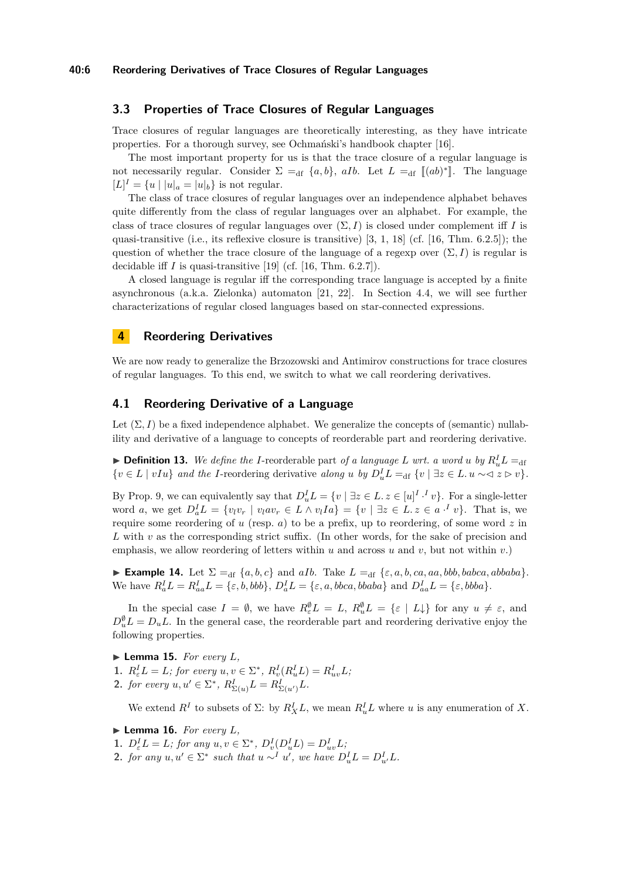### 3.3 Properties of Trace Closures of Regular Languages

Trace closures of regular languages are theoretically interesting, as they have intricate properties. For a thorough survey, see Ochmański's handbook chapter [16].

The most important property for us is that the trace closure of a regular language is not necessarily regular. Consider $\Sigma =_{\mathrm{df}} \{a, b\}$, $aIb$. Let $L =_{\mathrm{df}} [\![(ab)^*]\!]$. The language $[L]^I = \{u \mid |u|_a = |u|_b\}$ is not regular.

The class of trace closures of regular languages over an independence alphabet behaves quite differently from the class of regular languages over an alphabet. For example, the class of trace closures of regular languages over $(\Sigma, I)$ is closed under complement iff $I$ is quasi-transitive (i.e., its reflexive closure is transitive) [3, 1, 18] (cf. [16, Thm. 6.2.5]); the question of whether the trace closure of the language of a regexp over $(\Sigma, I)$ is regular is decidable iff $I$ is quasi-transitive [19] (cf. [16, Thm. 6.2.7]).

A closed language is regular iff the corresponding trace language is accepted by a finite asynchronous (a.k.a. Zielonka) automaton [21, 22]. In Section 4.4, we will see further characterizations of regular closed languages based on star-connected expressions.

## 4 Reordering Derivatives

We are now ready to generalize the Brzozowski and Antimirov constructions for trace closures of regular languages. To this end, we switch to what we call reordering derivatives.

### 4.1 Reordering Derivative of a Language

Let $(\Sigma, I)$ be a fixed independence alphabet. We generalize the concepts of (semantic) nullability and derivative of a language to concepts of reorderable part and reordering derivative.

▶ **Definition 13.** *We define the* $I$-reorderable part *of a language* $L$ *wrt. a word* $u$ *by* $R^I_u L =_{\mathrm{df}} \{v \in L \mid vIu\}$ *and the* $I$-reordering derivative *along* $u$ *by* $D^I_u L =_{\mathrm{df}} \{v \mid \exists z \in L.\, u \sim\!\lhd\, z \rhd v\}$.

By Prop. 9, we can equivalently say that $D^I_u L = \{v \mid \exists z \in L.\, z \in [u]^I \cdot^I v\}$. For a single-letter word $a$, we get $D^I_a L = \{v_l v_r \mid v_l a v_r \in L \wedge v_l I a\} = \{v \mid \exists z \in L.\, z \in a \cdot^I v\}$. That is, we require some reordering of $u$ (resp. $a$) to be a prefix, up to reordering, of some word $z$ in $L$ with $v$ as the corresponding strict suffix. (In other words, for the sake of precision and emphasis, we allow reordering of letters within $u$ and across $u$ and $v$, but not within $v$.)

▶ **Example 14.** Let $\Sigma =_{\mathrm{df}} \{a, b, c\}$ and $aIb$. Take $L =_{\mathrm{df}} \{\varepsilon, a, b, ca, aa, bbb, babca, abbaba\}$. We have $R^I_a L = R^I_{aa} L = \{\varepsilon, b, bbb\}$, $D^I_a L = \{\varepsilon, a, bbca, bbaba\}$ and $D^I_{aa} L = \{\varepsilon, bbba\}$.

In the special case $I = \emptyset$, we have $R^\emptyset_\varepsilon L = L$, $R^\emptyset_u L = \{\varepsilon \mid L{\downarrow}\}$ for any $u \neq \varepsilon$, and $D^\emptyset_u L = D_u L$. In the general case, the reorderable part and reordering derivative enjoy the following properties.

▶ **Lemma 15.** *For every* $L$,

1. $R^I_\varepsilon L = L$*; for every* $u, v \in \Sigma^*$, $R^I_v(R^I_u L) = R^I_{uv} L$*;*
2. *for every* $u, u' \in \Sigma^*$, $R^I_{\Sigma(u)} L = R^I_{\Sigma(u')} L$.

We extend $R^I$ to subsets of $\Sigma$: by $R^I_X L$, we mean $R^I_u L$ where $u$ is any enumeration of $X$.

▶ **Lemma 16.** *For every* $L$,

1. $D^I_\varepsilon L = L$*; for any* $u, v \in \Sigma^*$, $D^I_v(D^I_u L) = D^I_{uv} L$*;*
2. *for any* $u, u' \in \Sigma^*$ *such that* $u \sim^I u'$*, we have* $D^I_u L = D^I_{u'} L$.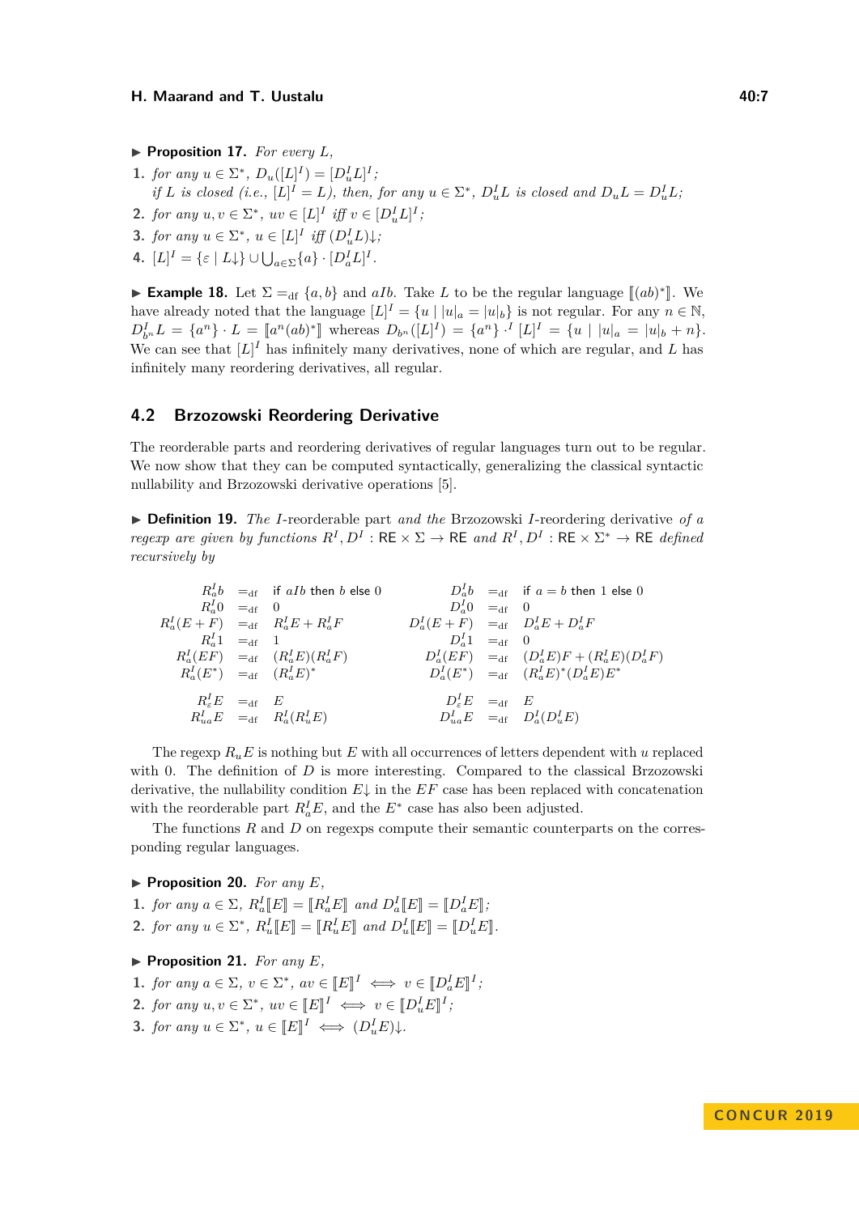▶ **Proposition 17.** *For every $L$,*

1. *for any $u \in \Sigma^*$, $D_u([L]^I) = [D^I_u L]^I$;*
   *if $L$ is closed (i.e., $[L]^I = L$), then, for any $u \in \Sigma^*$, $D^I_u L$ is closed and $D_u L = D^I_u L$;*
2. *for any $u, v \in \Sigma^*$, $uv \in [L]^I$ iff $v \in [D^I_u L]^I$;*
3. *for any $u \in \Sigma^*$, $u \in [L]^I$ iff $(D^I_u L)\downarrow$;*
4. $[L]^I = \{\varepsilon \mid L\downarrow\} \cup \bigcup_{a \in \Sigma} \{a\} \cdot [D^I_a L]^I$.

▶ **Example 18.** Let $\Sigma =_{\mathrm{df}} \{a, b\}$ and $aIb$. Take $L$ to be the regular language $[\![(ab)^*]\!]$. We have already noted that the language $[L]^I = \{u \mid |u|_a = |u|_b\}$ is not regular. For any $n \in \mathbb{N}$, $D^I_{b^n} L = \{a^n\} \cdot L = [\![a^n(ab)^*]\!]$ whereas $D_{b^n}([L]^I) = \{a^n\} \cdot^I [L]^I = \{u \mid |u|_a = |u|_b + n\}$. We can see that $[L]^I$ has infinitely many derivatives, none of which are regular, and $L$ has infinitely many reordering derivatives, all regular.

## 4.2 Brzozowski Reordering Derivative

The reorderable parts and reordering derivatives of regular languages turn out to be regular. We now show that they can be computed syntactically, generalizing the classical syntactic nullability and Brzozowski derivative operations [5].

▶ **Definition 19.** *The $I$-reorderable part and the Brzozowski $I$-reordering derivative of a regexp are given by functions $R^I, D^I : \mathsf{RE} \times \Sigma \to \mathsf{RE}$ and $R^I, D^I : \mathsf{RE} \times \Sigma^* \to \mathsf{RE}$ defined recursively by*

$$
\begin{array}{rcl@{\qquad}rcl}
R^I_a b & =_{\mathrm{df}} & \text{if } aIb \text{ then } b \text{ else } 0 & D^I_a b & =_{\mathrm{df}} & \text{if } a = b \text{ then } 1 \text{ else } 0 \\
R^I_a 0 & =_{\mathrm{df}} & 0 & D^I_a 0 & =_{\mathrm{df}} & 0 \\
R^I_a (E+F) & =_{\mathrm{df}} & R^I_a E + R^I_a F & D^I_a (E+F) & =_{\mathrm{df}} & D^I_a E + D^I_a F \\
R^I_a 1 & =_{\mathrm{df}} & 1 & D^I_a 1 & =_{\mathrm{df}} & 0 \\
R^I_a (EF) & =_{\mathrm{df}} & (R^I_a E)(R^I_a F) & D^I_a (EF) & =_{\mathrm{df}} & (D^I_a E) F + (R^I_a E)(D^I_a F) \\
R^I_a (E^*) & =_{\mathrm{df}} & (R^I_a E)^* & D^I_a (E^*) & =_{\mathrm{df}} & (R^I_a E)^* (D^I_a E) E^* \\
 & & & & & \\
R^I_\varepsilon E & =_{\mathrm{df}} & E & D^I_\varepsilon E & =_{\mathrm{df}} & E \\
R^I_{ua} E & =_{\mathrm{df}} & R^I_a (R^I_u E) & D^I_{ua} E & =_{\mathrm{df}} & D^I_a (D^I_u E)
\end{array}
$$

The regexp $R_u E$ is nothing but $E$ with all occurrences of letters dependent with $u$ replaced with 0. The definition of $D$ is more interesting. Compared to the classical Brzozowski derivative, the nullability condition $E\downarrow$ in the $EF$ case has been replaced with concatenation with the reorderable part $R^I_a E$, and the $E^*$ case has also been adjusted.

The functions $R$ and $D$ on regexps compute their semantic counterparts on the corresponding regular languages.

▶ **Proposition 20.** *For any $E$,*

1. *for any $a \in \Sigma$, $R^I_a [\![E]\!] = [\![R^I_a E]\!]$ and $D^I_a [\![E]\!] = [\![D^I_a E]\!]$;*
2. *for any $u \in \Sigma^*$, $R^I_u [\![E]\!] = [\![R^I_u E]\!]$ and $D^I_u [\![E]\!] = [\![D^I_u E]\!]$.*

▶ **Proposition 21.** *For any $E$,*

1. *for any $a \in \Sigma$, $v \in \Sigma^*$, $av \in [\![E]\!]^I \iff v \in [\![D^I_a E]\!]^I$;*
2. *for any $u, v \in \Sigma^*$, $uv \in [\![E]\!]^I \iff v \in [\![D^I_u E]\!]^I$;*
3. *for any $u \in \Sigma^*$, $u \in [\![E]\!]^I \iff (D^I_u E)\downarrow$.*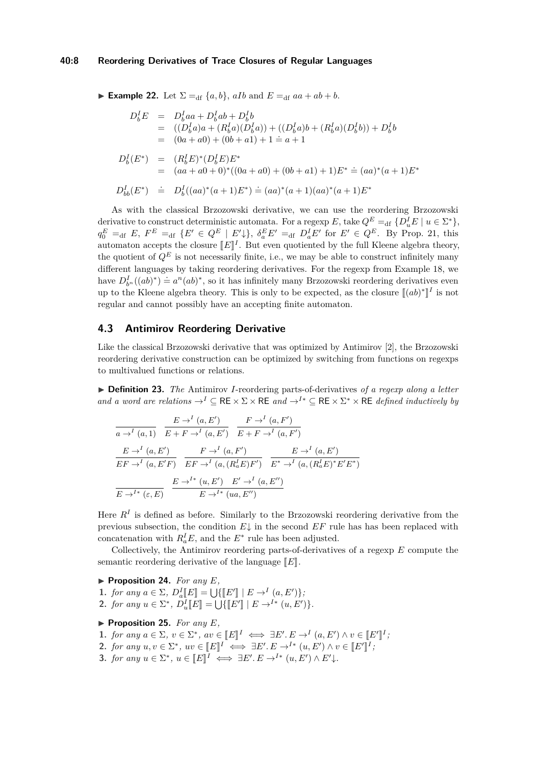▶ **Example 22.** Let $\Sigma =_{\mathrm{df}} \{a, b\}$, $aIb$ and $E =_{\mathrm{df}} aa + ab + b$.

$$
\begin{array}{rcl}
D^I_b E & = & D^I_b aa + D^I_b ab + D^I_b b \\
& = & ((D^I_b a)a + (R^I_b a)(D^I_b a)) + ((D^I_b a)b + (R^I_b a)(D^I_b b)) + D^I_b b \\
& = & (0a + a0) + (0b + a1) + 1 \doteq a + 1 \\
D^I_b(E^*) & = & (R^I_b E)^*(D^I_b E)E^* \\
& = & (aa + a0 + 0)^*((0a + a0) + (0b + a1) + 1)E^* \doteq (aa)^*(a+1)E^* \\
D^I_{bb}(E^*) & \doteq & D^I_b((aa)^*(a+1)E^*) \doteq (aa)^*(a+1)(aa)^*(a+1)E^*
\end{array}
$$

As with the classical Brzozowski derivative, we can use the reordering Brzozowski derivative to construct deterministic automata. For a regexp $E$, take $Q^E =_{\mathrm{df}} \{D^I_u E \mid u \in \Sigma^*\}$, $q^E_0 =_{\mathrm{df}} E$, $F^E =_{\mathrm{df}} \{E' \in Q^E \mid E'{\downarrow}\}$, $\delta^E_a E' =_{\mathrm{df}} D^I_a E'$ for $E' \in Q^E$. By Prop. 21, this automaton accepts the closure $[\![E]\!]^I$. But even quotiented by the full Kleene algebra theory, the quotient of $Q^E$ is not necessarily finite, i.e., we may be able to construct infinitely many different languages by taking reordering derivatives. For the regexp from Example 18, we have $D^I_{b^n}((ab)^*) \doteq a^n(ab)^*$, so it has infinitely many Brzozowski reordering derivatives even up to the Kleene algebra theory. This is only to be expected, as the closure $[\![(ab)^*]\!]^I$ is not regular and cannot possibly have an accepting finite automaton.

## 4.3 Antimirov Reordering Derivative

Like the classical Brzozowski derivative that was optimized by Antimirov [2], the Brzozowski reordering derivative construction can be optimized by switching from functions on regexps to multivalued functions or relations.

▶ **Definition 23.** *The* Antimirov $I$-reordering parts-of-derivatives *of a regexp along a letter and a word are relations $\to^I \subseteq \mathsf{RE} \times \Sigma \times \mathsf{RE}$ and $\to^{I*} \subseteq \mathsf{RE} \times \Sigma^* \times \mathsf{RE}$ defined inductively by*

$$
\frac{}{a \to^I (a, 1)} \qquad \frac{E \to^I (a, E')}{E + F \to^I (a, E')} \qquad \frac{F \to^I (a, F')}{E + F \to^I (a, F')}
$$

$$
\frac{E \to^I (a, E')}{EF \to^I (a, E'F)} \qquad \frac{F \to^I (a, F')}{EF \to^I (a, (R^I_a E)F')} \qquad \frac{E \to^I (a, E')}{E^* \to^I (a, (R^I_a E)^* E' E^*)}
$$

$$
\frac{}{E \to^{I*} (\varepsilon, E)} \qquad \frac{E \to^{I*} (u, E') \quad E' \to^I (a, E'')}{E \to^{I*} (ua, E'')}
$$

Here $R^I$ is defined as before. Similarly to the Brzozowski reordering derivative from the previous subsection, the condition $E{\downarrow}$ in the second $EF$ rule has has been replaced with concatenation with $R^I_a E$, and the $E^*$ rule has been adjusted.

Collectively, the Antimirov reordering parts-of-derivatives of a regexp $E$ compute the semantic reordering derivative of the language $[\![E]\!]$.

▶ **Proposition 24.** *For any $E$,*

1. *for any $a \in \Sigma$, $D^I_a[\![E]\!] = \bigcup\{[\![E']\!] \mid E \to^I (a, E')\}$;*
2. *for any $u \in \Sigma^*$, $D^I_u[\![E]\!] = \bigcup\{[\![E']\!] \mid E \to^{I*} (u, E')\}$.*

▶ **Proposition 25.** *For any $E$,*

1. *for any $a \in \Sigma$, $v \in \Sigma^*$, $av \in [\![E]\!]^I \iff \exists E'.\, E \to^I (a, E') \wedge v \in [\![E']\!]^I$;*
2. *for any $u, v \in \Sigma^*$, $uv \in [\![E]\!]^I \iff \exists E'.\, E \to^{I*} (u, E') \wedge v \in [\![E']\!]^I$;*
3. *for any $u \in \Sigma^*$, $u \in [\![E]\!]^I \iff \exists E'.\, E \to^{I*} (u, E') \wedge E'{\downarrow}$.*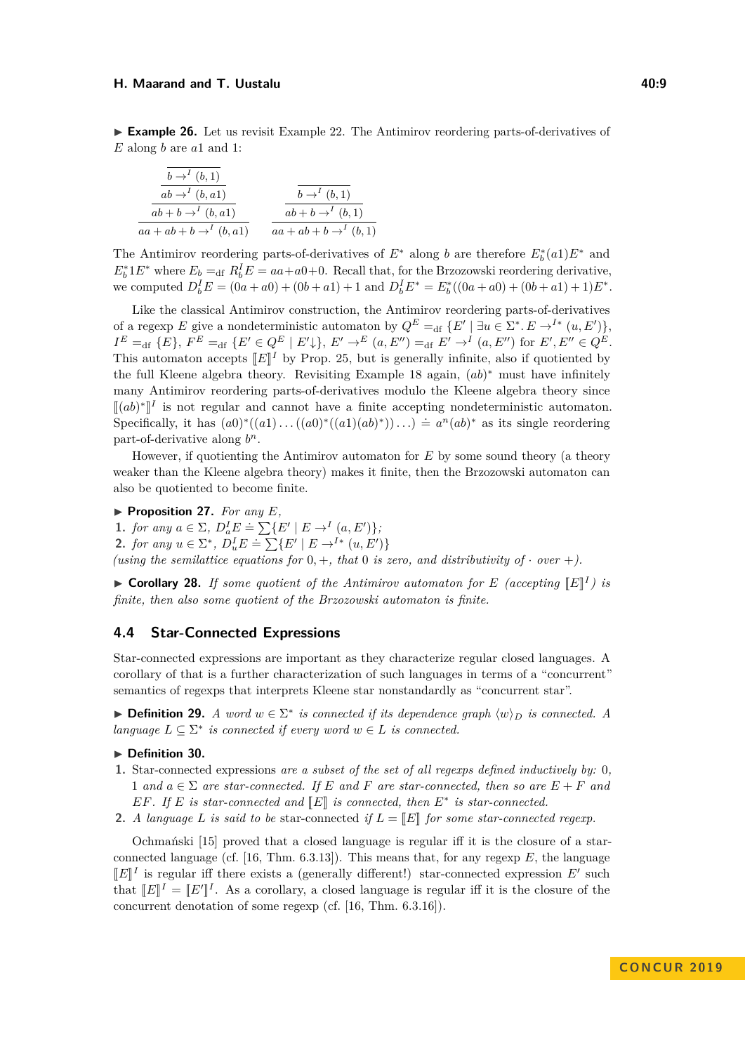▶ **Example 26.** Let us revisit Example 22. The Antimirov reordering parts-of-derivatives of $E$ along $b$ are $a1$ and $1$:

$$\dfrac{\dfrac{\dfrac{\overline{b \to^I (b,1)}}{ab \to^I (b, a1)}}{ab + b \to^I (b, a1)}}{aa + ab + b \to^I (b, a1)} \qquad \dfrac{\dfrac{\overline{b \to^I (b,1)}}{ab + b \to^I (b, 1)}}{aa + ab + b \to^I (b, 1)}$$

The Antimirov reordering parts-of-derivatives of $E^*$ along $b$ are therefore $E_b^*(a1)E^*$ and $E_b^* 1 E^*$ where $E_b =_{\rm df} R_b^I E = aa + a0 + 0$. Recall that, for the Brzozowski reordering derivative, we computed $D_b^I E = (0a + a0) + (0b + a1) + 1$ and $D_b^I E^* = E_b^*((0a + a0) + (0b + a1) + 1)E^*$.

Like the classical Antimirov construction, the Antimirov reordering parts-of-derivatives of a regexp $E$ give a nondeterministic automaton by $Q^E =_{\rm df} \{E' \mid \exists u \in \Sigma^*.\, E \to^{I*} (u, E')\}$, $I^E =_{\rm df} \{E\}$, $F^E =_{\rm df} \{E' \in Q^E \mid E'{\downarrow}\}$, $E' \to^E (a, E'') =_{\rm df} E' \to^I (a, E'')$ for $E', E'' \in Q^E$. This automaton accepts $[\![E]\!]^I$ by Prop. 25, but is generally infinite, also if quotiented by the full Kleene algebra theory. Revisiting Example 18 again, $(ab)^*$ must have infinitely many Antimirov reordering parts-of-derivatives modulo the Kleene algebra theory since $[\![(ab)^*]\!]^I$ is not regular and cannot have a finite accepting nondeterministic automaton. Specifically, it has $(a0)^*((a1)\ldots((a0)^*((a1)(ab)^*))\ldots) \doteq a^n(ab)^*$ as its single reordering part-of-derivative along $b^n$.

However, if quotienting the Antimirov automaton for $E$ by some sound theory (a theory weaker than the Kleene algebra theory) makes it finite, then the Brzozowski automaton can also be quotiented to become finite.

▶ **Proposition 27.** *For any $E$,*
1. *for any $a \in \Sigma$, $D_a^I E \doteq \sum\{E' \mid E \to^I (a, E')\}$;*
2. *for any $u \in \Sigma^*$, $D_u^I E \doteq \sum\{E' \mid E \to^{I*} (u, E')\}$*

*(using the semilattice equations for $0, +$, that $0$ is zero, and distributivity of $\cdot$ over $+$).*

▶ **Corollary 28.** *If some quotient of the Antimirov automaton for $E$ (accepting $[\![E]\!]^I$) is finite, then also some quotient of the Brzozowski automaton is finite.*

## 4.4 Star-Connected Expressions

Star-connected expressions are important as they characterize regular closed languages. A corollary of that is a further characterization of such languages in terms of a "concurrent" semantics of regexps that interprets Kleene star nonstandardly as "concurrent star".

▶ **Definition 29.** *A word $w \in \Sigma^*$ is connected if its dependence graph $\langle w \rangle_D$ is connected. A language $L \subseteq \Sigma^*$ is connected if every word $w \in L$ is connected.*

▶ **Definition 30.**
1. Star-connected expressions *are a subset of the set of all regexps defined inductively by: $0$, $1$ and $a \in \Sigma$ are star-connected. If $E$ and $F$ are star-connected, then so are $E + F$ and $EF$. If $E$ is star-connected and $[\![E]\!]$ is connected, then $E^*$ is star-connected.*
2. *A language $L$ is said to be* star-connected *if $L = [\![E]\!]$ for some star-connected regexp.*

Ochmański [15] proved that a closed language is regular iff it is the closure of a star-connected language (cf. [16, Thm. 6.3.13]). This means that, for any regexp $E$, the language $[\![E]\!]^I$ is regular iff there exists a (generally different!) star-connected expression $E'$ such that $[\![E]\!]^I = [\![E']\!]^I$. As a corollary, a closed language is regular iff it is the closure of the concurrent denotation of some regexp (cf. [16, Thm. 6.3.16]).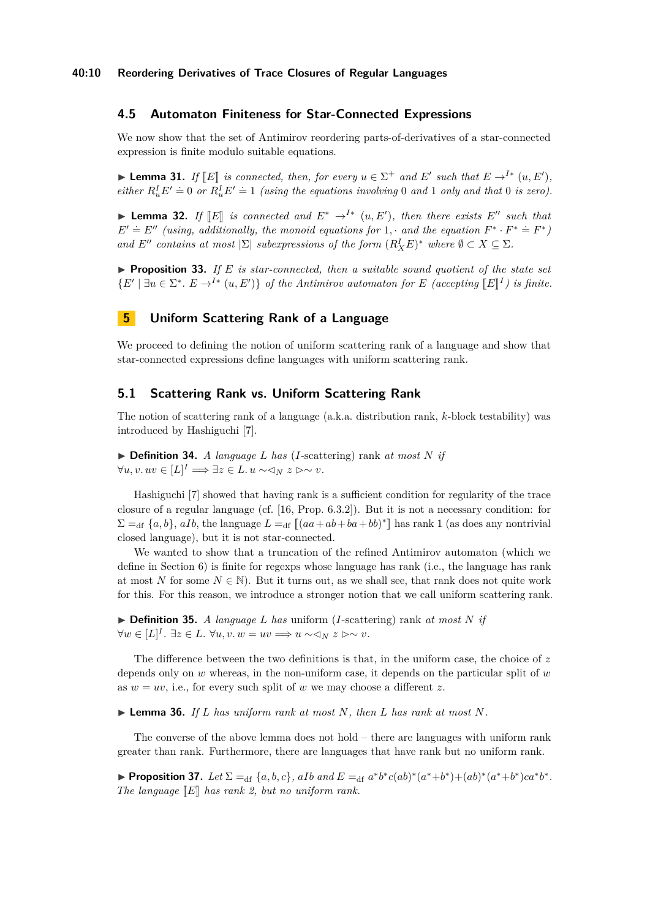## 4.5 Automaton Finiteness for Star-Connected Expressions

We now show that the set of Antimirov reordering parts-of-derivatives of a star-connected expression is finite modulo suitable equations.

▶ **Lemma 31.** *If $[\![E]\!]$ is connected, then, for every $u \in \Sigma^+$ and $E'$ such that $E \to^{I*} (u, E')$, either $R^I_u E' \doteq 0$ or $R^I_u E' \doteq 1$ (using the equations involving 0 and 1 only and that 0 is zero).*

▶ **Lemma 32.** *If $[\![E]\!]$ is connected and $E^* \to^{I*} (u, E')$, then there exists $E''$ such that $E' \doteq E''$ (using, additionally, the monoid equations for $1, \cdot$ and the equation $F^* \cdot F^* \doteq F^*$) and $E''$ contains at most $|\Sigma|$ subexpressions of the form $(R^I_X E)^*$ where $\emptyset \subset X \subseteq \Sigma$.*

▶ **Proposition 33.** *If $E$ is star-connected, then a suitable sound quotient of the state set $\{E' \mid \exists u \in \Sigma^*.\ E \to^{I*} (u, E')\}$ of the Antimirov automaton for $E$ (accepting $[\![E]\!]^I$) is finite.*

# 5 Uniform Scattering Rank of a Language

We proceed to defining the notion of uniform scattering rank of a language and show that star-connected expressions define languages with uniform scattering rank.

## 5.1 Scattering Rank vs. Uniform Scattering Rank

The notion of scattering rank of a language (a.k.a. distribution rank, $k$-block testability) was introduced by Hashiguchi [7].

▶ **Definition 34.** *A language $L$ has* ($I$-scattering) rank *at most $N$ if*
$\forall u, v.\, uv \in [L]^I \implies \exists z \in L.\, u \sim\!\lhd_N z \rhd\!\sim v.$

Hashiguchi [7] showed that having rank is a sufficient condition for regularity of the trace closure of a regular language (cf. [16, Prop. 6.3.2]). But it is not a necessary condition: for $\Sigma =_{\mathrm{df}} \{a, b\}$, $aIb$, the language $L =_{\mathrm{df}} [\![(aa + ab + ba + bb)^*]\!]$ has rank 1 (as does any nontrivial closed language), but it is not star-connected.

We wanted to show that a truncation of the refined Antimirov automaton (which we define in Section 6) is finite for regexps whose language has rank (i.e., the language has rank at most $N$ for some $N \in \mathbb{N}$). But it turns out, as we shall see, that rank does not quite work for this. For this reason, we introduce a stronger notion that we call uniform scattering rank.

▶ **Definition 35.** *A language $L$ has* uniform ($I$-scattering) rank *at most $N$ if*
$\forall w \in [L]^I.\ \exists z \in L.\ \forall u, v.\, w = uv \implies u \sim\!\lhd_N z \rhd\!\sim v.$

The difference between the two definitions is that, in the uniform case, the choice of $z$ depends only on $w$ whereas, in the non-uniform case, it depends on the particular split of $w$ as $w = uv$, i.e., for every such split of $w$ we may choose a different $z$.

▶ **Lemma 36.** *If $L$ has uniform rank at most $N$, then $L$ has rank at most $N$.*

The converse of the above lemma does not hold – there are languages with uniform rank greater than rank. Furthermore, there are languages that have rank but no uniform rank.

▶ **Proposition 37.** *Let $\Sigma =_{\mathrm{df}} \{a, b, c\}$, $aIb$ and $E =_{\mathrm{df}} a^*b^*c(ab)^*(a^*+b^*)+(ab)^*(a^*+b^*)ca^*b^*$. The language $[\![E]\!]$ has rank 2, but no uniform rank.*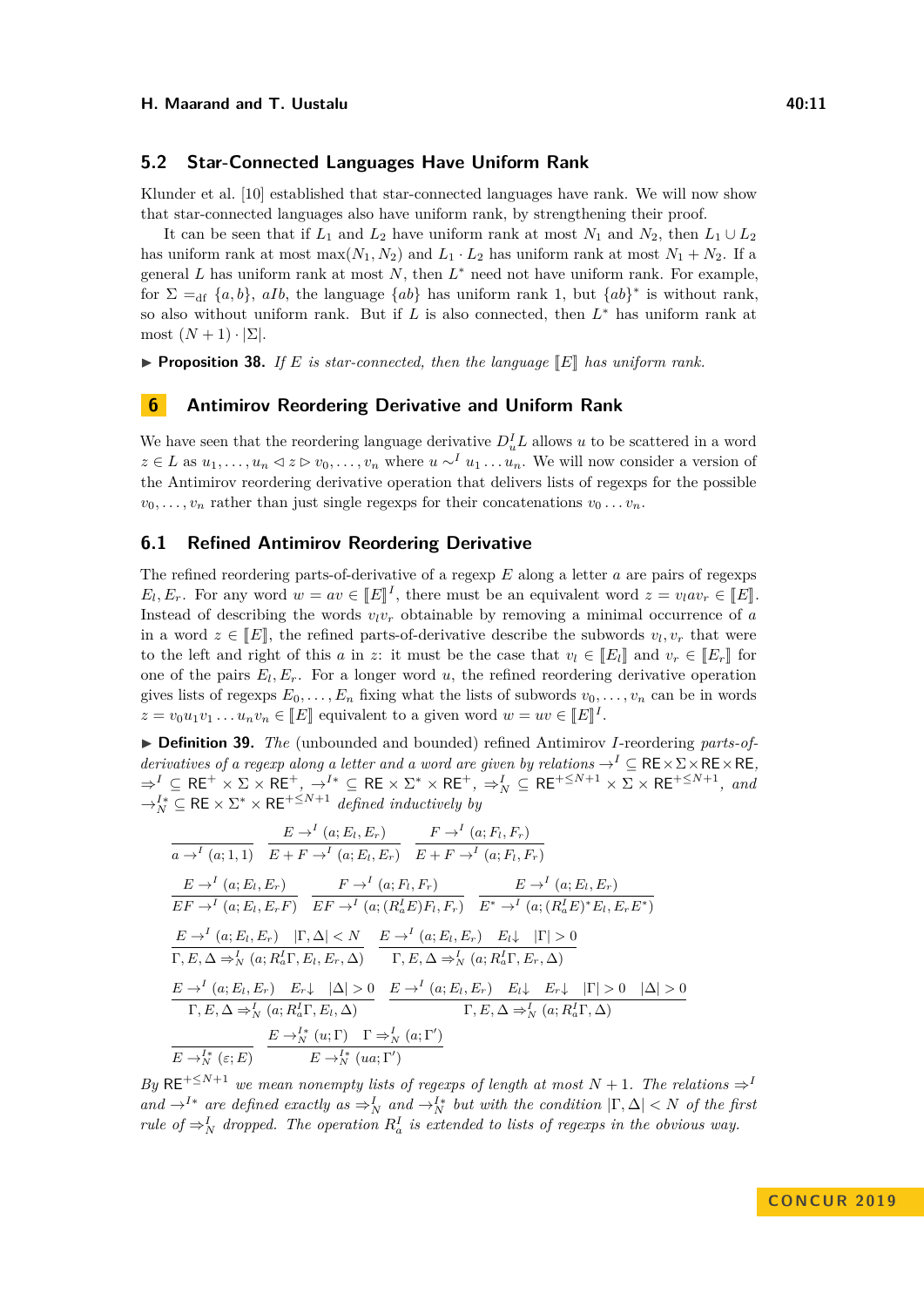## 5.2 Star-Connected Languages Have Uniform Rank

Klunder et al. [10] established that star-connected languages have rank. We will now show that star-connected languages also have uniform rank, by strengthening their proof.

It can be seen that if $L_1$ and $L_2$ have uniform rank at most $N_1$ and $N_2$, then $L_1 \cup L_2$ has uniform rank at most $\max(N_1, N_2)$ and $L_1 \cdot L_2$ has uniform rank at most $N_1 + N_2$. If a general $L$ has uniform rank at most $N$, then $L^*$ need not have uniform rank. For example, for $\Sigma =_{\mathrm{df}} \{a, b\}$, $aIb$, the language $\{ab\}$ has uniform rank 1, but $\{ab\}^*$ is without rank, so also without uniform rank. But if $L$ is also connected, then $L^*$ has uniform rank at most $(N + 1) \cdot |\Sigma|$.

▶ **Proposition 38.** *If $E$ is star-connected, then the language $[\![E]\!]$ has uniform rank.*

# 6 Antimirov Reordering Derivative and Uniform Rank

We have seen that the reordering language derivative $D^I_u L$ allows $u$ to be scattered in a word $z \in L$ as $u_1, \ldots, u_n \lhd z \rhd v_0, \ldots, v_n$ where $u \sim^I u_1 \ldots u_n$. We will now consider a version of the Antimirov reordering derivative operation that delivers lists of regexps for the possible $v_0, \ldots, v_n$ rather than just single regexps for their concatenations $v_0 \ldots v_n$.

## 6.1 Refined Antimirov Reordering Derivative

The refined reordering parts-of-derivative of a regexp $E$ along a letter $a$ are pairs of regexps $E_l, E_r$. For any word $w = av \in [\![E]\!]^I$, there must be an equivalent word $z = v_l a v_r \in [\![E]\!]$. Instead of describing the words $v_l v_r$ obtainable by removing a minimal occurrence of $a$ in a word $z \in [\![E]\!]$, the refined parts-of-derivative describe the subwords $v_l, v_r$ that were to the left and right of this $a$ in $z$: it must be the case that $v_l \in [\![E_l]\!]$ and $v_r \in [\![E_r]\!]$ for one of the pairs $E_l, E_r$. For a longer word $u$, the refined reordering derivative operation gives lists of regexps $E_0, \ldots, E_n$ fixing what the lists of subwords $v_0, \ldots, v_n$ can be in words $z = v_0 u_1 v_1 \ldots u_n v_n \in [\![E]\!]$ equivalent to a given word $w = uv \in [\![E]\!]^I$.

▶ **Definition 39.** *The* (unbounded and bounded) refined Antimirov $I$-reordering *parts-of-derivatives of a regexp along a letter and a word are given by relations* $\to^I \subseteq \mathsf{RE} \times \Sigma \times \mathsf{RE} \times \mathsf{RE}$, $\Rightarrow^I \subseteq \mathsf{RE}^+ \times \Sigma \times \mathsf{RE}^+$, $\to^{I*} \subseteq \mathsf{RE} \times \Sigma^* \times \mathsf{RE}^+$, $\Rightarrow^I_N \subseteq \mathsf{RE}^{+\leq N+1} \times \Sigma \times \mathsf{RE}^{+\leq N+1}$, *and* $\to^{I*}_N \subseteq \mathsf{RE} \times \Sigma^* \times \mathsf{RE}^{+\leq N+1}$ *defined inductively by*

$$\frac{}{a \to^I (a; 1, 1)} \qquad \frac{E \to^I (a; E_l, E_r)}{E + F \to^I (a; E_l, E_r)} \qquad \frac{F \to^I (a; F_l, F_r)}{E + F \to^I (a; F_l, F_r)}$$

$$\frac{E \to^I (a; E_l, E_r)}{EF \to^I (a; E_l, E_r F)} \qquad \frac{F \to^I (a; F_l, F_r)}{EF \to^I (a; (R^I_a E) F_l, F_r)} \qquad \frac{E \to^I (a; E_l, E_r)}{E^* \to^I (a; (R^I_a E)^* E_l, E_r E^*)}$$

$$\frac{E \to^I (a; E_l, E_r) \quad |\Gamma, \Delta| < N}{\Gamma, E, \Delta \Rightarrow^I_N (a; R^I_a \Gamma, E_l, E_r, \Delta)} \qquad \frac{E \to^I (a; E_l, E_r) \quad E_l \downarrow \quad |\Gamma| > 0}{\Gamma, E, \Delta \Rightarrow^I_N (a; R^I_a \Gamma, E_r, \Delta)}$$

$$\frac{E \to^I (a; E_l, E_r) \quad E_r \downarrow \quad |\Delta| > 0}{\Gamma, E, \Delta \Rightarrow^I_N (a; R^I_a \Gamma, E_l, \Delta)} \qquad \frac{E \to^I (a; E_l, E_r) \quad E_l \downarrow \quad E_r \downarrow \quad |\Gamma| > 0 \quad |\Delta| > 0}{\Gamma, E, \Delta \Rightarrow^I_N (a; R^I_a \Gamma, \Delta)}$$

$$\frac{}{E \to^{I*}_N (\varepsilon; E)} \qquad \frac{E \to^{I*}_N (u; \Gamma) \quad \Gamma \Rightarrow^I_N (a; \Gamma')}{E \to^{I*}_N (ua; \Gamma')}$$

*By* $\mathsf{RE}^{+\leq N+1}$ *we mean nonempty lists of regexps of length at most $N + 1$. The relations* $\Rightarrow^I$ *and* $\to^{I*}$ *are defined exactly as* $\Rightarrow^I_N$ *and* $\to^{I*}_N$ *but with the condition* $|\Gamma, \Delta| < N$ *of the first rule of* $\Rightarrow^I_N$ *dropped. The operation* $R^I_a$ *is extended to lists of regexps in the obvious way.*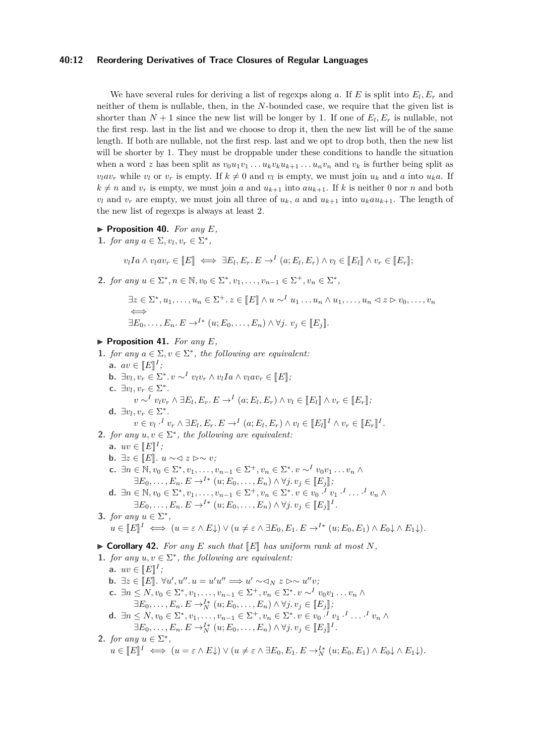We have several rules for deriving a list of regexps along $a$. If $E$ is split into $E_l, E_r$ and neither of them is nullable, then, in the $N$-bounded case, we require that the given list is shorter than $N+1$ since the new list will be longer by 1. If one of $E_l, E_r$ is nullable, not the first resp. last in the list and we choose to drop it, then the new list will be of the same length. If both are nullable, not the first resp. last and we opt to drop both, then the new list will be shorter by 1. They must be droppable under these conditions to handle the situation when a word $z$ has been split as $v_0 u_1 v_1 \ldots u_k v_k u_{k+1} \ldots u_n v_n$ and $v_k$ is further being split as $v_l a v_r$ while $v_l$ or $v_r$ is empty. If $k \neq 0$ and $v_l$ is empty, we must join $u_k$ and $a$ into $u_k a$. If $k \neq n$ and $v_r$ is empty, we must join $a$ and $u_{k+1}$ into $a u_{k+1}$. If $k$ is neither 0 nor $n$ and both $v_l$ and $v_r$ are empty, we must join all three of $u_k$, $a$ and $u_{k+1}$ into $u_k a u_{k+1}$. The length of the new list of regexps is always at least 2.

▶ **Proposition 40.** *For any $E$,*

1. *for any $a \in \Sigma, v_l, v_r \in \Sigma^*$,*

$$v_l I a \wedge v_l a v_r \in \llbracket E \rrbracket \iff \exists E_l, E_r.\, E \to^I (a; E_l, E_r) \wedge v_l \in \llbracket E_l \rrbracket \wedge v_r \in \llbracket E_r \rrbracket;$$

2. *for any $u \in \Sigma^*, n \in \mathbb{N}, v_0 \in \Sigma^*, v_1, \ldots, v_{n-1} \in \Sigma^+, v_n \in \Sigma^*$,*

$$\begin{array}{l} \exists z \in \Sigma^*, u_1, \ldots, u_n \in \Sigma^+.\, z \in \llbracket E \rrbracket \wedge u \sim^I u_1 \ldots u_n \wedge u_1, \ldots, u_n \lhd z \rhd v_0, \ldots, v_n \\ \iff \\ \exists E_0, \ldots, E_n.\, E \to^{I*} (u; E_0, \ldots, E_n) \wedge \forall j.\ v_j \in \llbracket E_j \rrbracket. \end{array}$$

▶ **Proposition 41.** *For any $E$,*

1. *for any $a \in \Sigma, v \in \Sigma^*$, the following are equivalent:*
   **a.** $av \in \llbracket E \rrbracket^I$*;*
   **b.** $\exists v_l, v_r \in \Sigma^*.\, v \sim^I v_l v_r \wedge v_l I a \wedge v_l a v_r \in \llbracket E \rrbracket$*;*
   **c.** $\exists v_l, v_r \in \Sigma^*.$
   $v \sim^I v_l v_r \wedge \exists E_l, E_r.\, E \to^I (a; E_l, E_r) \wedge v_l \in \llbracket E_l \rrbracket \wedge v_r \in \llbracket E_r \rrbracket$*;*
   **d.** $\exists v_l, v_r \in \Sigma^*.$
   $v \in v_l \cdot^I v_r \wedge \exists E_l, E_r.\, E \to^I (a; E_l, E_r) \wedge v_l \in \llbracket E_l \rrbracket^I \wedge v_r \in \llbracket E_r \rrbracket^I$*.*
2. *for any $u, v \in \Sigma^*$, the following are equivalent:*
   **a.** $uv \in \llbracket E \rrbracket^I$*;*
   **b.** $\exists z \in \llbracket E \rrbracket.\ u \sim\lhd z \rhd\sim v$*;*
   **c.** $\exists n \in \mathbb{N}, v_0 \in \Sigma^*, v_1, \ldots, v_{n-1} \in \Sigma^+, v_n \in \Sigma^*.\, v \sim^I v_0 v_1 \ldots v_n \wedge$
   $\exists E_0, \ldots, E_n.\, E \to^{I*} (u; E_0, \ldots, E_n) \wedge \forall j.\, v_j \in \llbracket E_j \rrbracket$*;*
   **d.** $\exists n \in \mathbb{N}, v_0 \in \Sigma^*, v_1, \ldots, v_{n-1} \in \Sigma^+, v_n \in \Sigma^*.\, v \in v_0 \cdot^I v_1 \cdot^I \ldots \cdot^I v_n \wedge$
   $\exists E_0, \ldots, E_n.\, E \to^{I*} (u; E_0, \ldots, E_n) \wedge \forall j.\, v_j \in \llbracket E_j \rrbracket^I$*.*
3. *for any $u \in \Sigma^*$,*
   $u \in \llbracket E \rrbracket^I \iff (u = \varepsilon \wedge E\downarrow) \vee (u \neq \varepsilon \wedge \exists E_0, E_1.\, E \to^{I*} (u; E_0, E_1) \wedge E_0\downarrow \wedge E_1\downarrow)$*.*

▶ **Corollary 42.** *For any $E$ such that $\llbracket E \rrbracket$ has uniform rank at most $N$,*

1. *for any $u, v \in \Sigma^*$, the following are equivalent:*
   **a.** $uv \in \llbracket E \rrbracket^I$*;*
   **b.** $\exists z \in \llbracket E \rrbracket.\ \forall u', u''.\, u = u'u'' \Longrightarrow u' \sim\lhd_N z \rhd\sim u''v$*;*
   **c.** $\exists n \leq N, v_0 \in \Sigma^*, v_1, \ldots, v_{n-1} \in \Sigma^+, v_n \in \Sigma^*.\, v \sim^I v_0 v_1 \ldots v_n \wedge$
   $\exists E_0, \ldots, E_n.\, E \to^{I*}_N (u; E_0, \ldots, E_n) \wedge \forall j.\, v_j \in \llbracket E_j \rrbracket$*;*
   **d.** $\exists n \leq N, v_0 \in \Sigma^*, v_1, \ldots, v_{n-1} \in \Sigma^+, v_n \in \Sigma^*.\, v \in v_0 \cdot^I v_1 \cdot^I \ldots \cdot^I v_n \wedge$
   $\exists E_0, \ldots, E_n.\, E \to^{I*}_N (u; E_0, \ldots, E_n) \wedge \forall j.\, v_j \in \llbracket E_j \rrbracket^I$*.*
2. *for any $u \in \Sigma^*$,*
   $u \in \llbracket E \rrbracket^I \iff (u = \varepsilon \wedge E\downarrow) \vee (u \neq \varepsilon \wedge \exists E_0, E_1.\, E \to^{I*}_N (u; E_0, E_1) \wedge E_0\downarrow \wedge E_1\downarrow)$*.*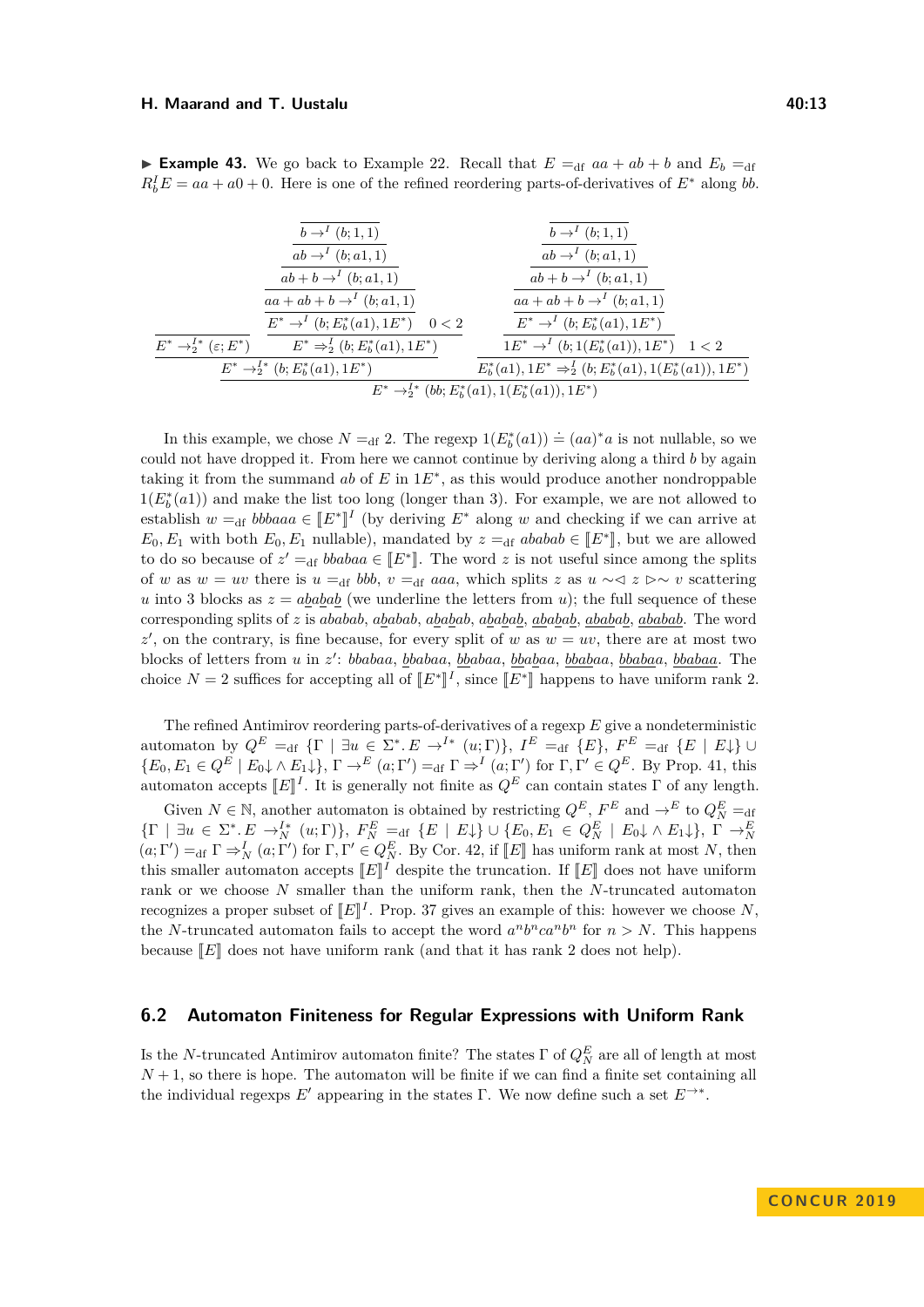▶ **Example 43.** We go back to Example 22. Recall that $E =_{\mathrm{df}} aa + ab + b$ and $E_b =_{\mathrm{df}} R^I_b E = aa + a0 + 0$. Here is one of the refined reordering parts-of-derivatives of $E^*$ along $bb$.

$$
\dfrac{
\dfrac{}{E^* \to^{I*}_2 (\varepsilon; E^*)}
\qquad
\dfrac{
\dfrac{
\dfrac{
\dfrac{
\dfrac{\dfrac{}{b \to^I (b;1,1)}}{ab \to^I (b; a1, 1)}
}{ab + b \to^I (b; a1, 1)}
}{aa + ab + b \to^I (b; a1, 1)}
}{E^* \to^I (b; E^*_b(a1), 1E^*)}
\quad 0 < 2
}{E^* \Rightarrow^I_2 (b; E^*_b(a1), 1E^*)}
}{E^* \to^{I*}_2 (b; E^*_b(a1), 1E^*)}
\qquad
\dfrac{
\dfrac{
\dfrac{
\dfrac{
\dfrac{
\dfrac{\dfrac{}{b \to^I (b;1,1)}}{ab \to^I (b; a1, 1)}
}{ab + b \to^I (b; a1, 1)}
}{aa + ab + b \to^I (b; a1, 1)}
}{E^* \to^I (b; E^*_b(a1), 1E^*)}
}{1E^* \to^I (b; 1(E^*_b(a1)), 1E^*)}
\quad 1 < 2
}{E^*_b(a1), 1E^* \Rightarrow^I_2 (b; E^*_b(a1), 1(E^*_b(a1)), 1E^*)}
}{E^* \to^{I*}_2 (bb; E^*_b(a1), 1(E^*_b(a1)), 1E^*)}
$$

In this example, we chose $N =_{\mathrm{df}} 2$. The regexp $1(E^*_b(a1)) \doteq (aa)^*a$ is not nullable, so we could not have dropped it. From here we cannot continue by deriving along a third $b$ by again taking it from the summand $ab$ of $E$ in $1E^*$, as this would produce another nondroppable $1(E^*_b(a1))$ and make the list too long (longer than 3). For example, we are not allowed to establish $w =_{\mathrm{df}} bbbaaa \in [\![E^*]\!]^I$ (by deriving $E^*$ along $w$ and checking if we can arrive at $E_0, E_1$ with both $E_0, E_1$ nullable), mandated by $z =_{\mathrm{df}} ababab \in [\![E^*]\!]$, but we are allowed to do so because of $z' =_{\mathrm{df}} bbabaa \in [\![E^*]\!]$. The word $z$ is not useful since among the splits of $w$ as $w = uv$ there is $u =_{\mathrm{df}} bbb$, $v =_{\mathrm{df}} aaa$, which splits $z$ as $u \sim\!\lhd\; z \rhd\!\sim v$ scattering $u$ into 3 blocks as $z = a\underline{b}a\underline{b}a\underline{b}$ (we underline the letters from $u$); the full sequence of these corresponding splits of $z$ is $ababab$, $a\underline{b}abab$, $a\underline{b}a\underline{b}ab$, $a\underline{b}a\underline{b}a\underline{b}$, $\underline{ab}a\underline{b}a\underline{b}$, $\underline{abab}a\underline{b}$, $\underline{ababab}$. The word $z'$, on the contrary, is fine because, for every split of $w$ as $w = uv$, there are at most two blocks of letters from $u$ in $z'$: $bbabaa$, $\underline{b}babaa$, $\underline{bb}abaa$, $\underline{bb}a\underline{b}aa$, $\underline{bbab}aa$, $\underline{bbaba}a$, $\underline{bbabaa}$. The choice $N = 2$ suffices for accepting all of $[\![E^*]\!]^I$, since $[\![E^*]\!]$ happens to have uniform rank 2.

The refined Antimirov reordering parts-of-derivatives of a regexp $E$ give a nondeterministic automaton by $Q^E =_{\mathrm{df}} \{\Gamma \mid \exists u \in \Sigma^*.\, E \to^{I*} (u; \Gamma)\}$, $I^E =_{\mathrm{df}} \{E\}$, $F^E =_{\mathrm{df}} \{E \mid E{\downarrow}\} \cup \{E_0, E_1 \in Q^E \mid E_0{\downarrow} \wedge E_1{\downarrow}\}$, $\Gamma \to^E (a; \Gamma') =_{\mathrm{df}} \Gamma \Rightarrow^I (a; \Gamma')$ for $\Gamma, \Gamma' \in Q^E$. By Prop. 41, this automaton accepts $[\![E]\!]^I$. It is generally not finite as $Q^E$ can contain states $\Gamma$ of any length.

Given $N \in \mathbb{N}$, another automaton is obtained by restricting $Q^E$, $F^E$ and $\to^E$ to $Q^E_N =_{\mathrm{df}} \{\Gamma \mid \exists u \in \Sigma^*.\, E \to^{I*}_N (u; \Gamma)\}$, $F^E_N =_{\mathrm{df}} \{E \mid E{\downarrow}\} \cup \{E_0, E_1 \in Q^E_N \mid E_0{\downarrow} \wedge E_1{\downarrow}\}$, $\Gamma \to^E_N (a; \Gamma') =_{\mathrm{df}} \Gamma \Rightarrow^I_N (a; \Gamma')$ for $\Gamma, \Gamma' \in Q^E_N$. By Cor. 42, if $[\![E]\!]$ has uniform rank at most $N$, then this smaller automaton accepts $[\![E]\!]^I$ despite the truncation. If $[\![E]\!]$ does not have uniform rank or we choose $N$ smaller than the uniform rank, then the $N$-truncated automaton recognizes a proper subset of $[\![E]\!]^I$. Prop. 37 gives an example of this: however we choose $N$, the $N$-truncated automaton fails to accept the word $a^n b^n c a^n b^n$ for $n > N$. This happens because $[\![E]\!]$ does not have uniform rank (and that it has rank 2 does not help).

## 6.2 Automaton Finiteness for Regular Expressions with Uniform Rank

Is the $N$-truncated Antimirov automaton finite? The states $\Gamma$ of $Q^E_N$ are all of length at most $N + 1$, so there is hope. The automaton will be finite if we can find a finite set containing all the individual regexps $E'$ appearing in the states $\Gamma$. We now define such a set $E^{\to*}$.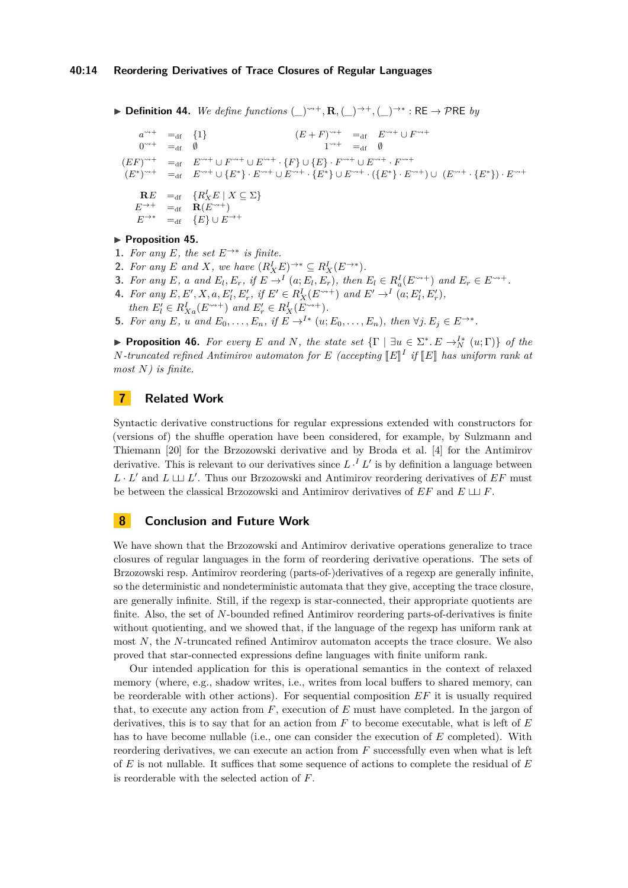▶ **Definition 44.** *We define functions* $(\_)^{\rightsquigarrow+}, \mathbf{R}, (\_)^{\to+}, (\_)^{\to*} : \mathsf{RE} \to \mathcal{P}\mathsf{RE}$ *by*

$$
\begin{array}{rcl@{\qquad}rcl}
a^{\rightsquigarrow+} & =_{\mathrm{df}} & \{1\} & (E+F)^{\rightsquigarrow+} & =_{\mathrm{df}} & E^{\rightsquigarrow+} \cup F^{\rightsquigarrow+} \\
0^{\rightsquigarrow+} & =_{\mathrm{df}} & \emptyset & 1^{\rightsquigarrow+} & =_{\mathrm{df}} & \emptyset
\end{array}
$$

$$
\begin{array}{rcl}
(EF)^{\rightsquigarrow+} & =_{\mathrm{df}} & E^{\rightsquigarrow+} \cup F^{\rightsquigarrow+} \cup E^{\rightsquigarrow+} \cdot \{F\} \cup \{E\} \cdot F^{\rightsquigarrow+} \cup E^{\rightsquigarrow+} \cdot F^{\rightsquigarrow+} \\
(E^*)^{\rightsquigarrow+} & =_{\mathrm{df}} & E^{\rightsquigarrow+} \cup \{E^*\} \cdot E^{\rightsquigarrow+} \cup E^{\rightsquigarrow+} \cdot \{E^*\} \cup E^{\rightsquigarrow+} \cdot (\{E^*\} \cdot E^{\rightsquigarrow+}) \cup \; (E^{\rightsquigarrow+} \cdot \{E^*\}) \cdot E^{\rightsquigarrow+}
\end{array}
$$

$$
\begin{array}{rcl}
\mathbf{R}E & =_{\mathrm{df}} & \{R^I_X E \mid X \subseteq \Sigma\} \\
E^{\to+} & =_{\mathrm{df}} & \mathbf{R}(E^{\rightsquigarrow+}) \\
E^{\to*} & =_{\mathrm{df}} & \{E\} \cup E^{\to+}
\end{array}
$$

▶ **Proposition 45.**

1. *For any* $E$*, the set* $E^{\to*}$ *is finite.*
2. *For any* $E$ *and* $X$*, we have* $(R^I_X E)^{\to*} \subseteq R^I_X(E^{\to*})$*.*
3. *For any* $E$*,* $a$ *and* $E_l, E_r$*, if* $E \to^I (a; E_l, E_r)$*, then* $E_l \in R^I_a(E^{\rightsquigarrow+})$ *and* $E_r \in E^{\rightsquigarrow+}$*.*
4. *For any* $E, E', X, a, E'_l, E'_r$*, if* $E' \in R^I_X(E^{\rightsquigarrow+})$ *and* $E' \to^I (a; E'_l, E'_r)$*, then* $E'_l \in R^I_{Xa}(E^{\rightsquigarrow+})$ *and* $E'_r \in R^I_X(E^{\rightsquigarrow+})$*.*
5. *For any* $E$*,* $u$ *and* $E_0, \ldots, E_n$*, if* $E \to^{I*} (u; E_0, \ldots, E_n)$*, then* $\forall j.\, E_j \in E^{\to*}$*.*

▶ **Proposition 46.** *For every* $E$ *and* $N$*, the state set* $\{\Gamma \mid \exists u \in \Sigma^*.\, E \to^{I*}_N (u; \Gamma)\}$ *of the* $N$*-truncated refined Antimirov automaton for* $E$ *(accepting* $[\![E]\!]^I$ *if* $[\![E]\!]$ *has uniform rank at most* $N$*) is finite.*

## 7 Related Work

Syntactic derivative constructions for regular expressions extended with constructors for (versions of) the shuffle operation have been considered, for example, by Sulzmann and Thiemann [20] for the Brzozowski derivative and by Broda et al. [4] for the Antimirov derivative. This is relevant to our derivatives since $L \cdot^I L'$ is by definition a language between $L \cdot L'$ and $L \sqcup\!\sqcup L'$. Thus our Brzozowski and Antimirov reordering derivatives of $EF$ must be between the classical Brzozowski and Antimirov derivatives of $EF$ and $E \sqcup\!\sqcup F$.

## 8 Conclusion and Future Work

We have shown that the Brzozowski and Antimirov derivative operations generalize to trace closures of regular languages in the form of reordering derivative operations. The sets of Brzozowski resp. Antimirov reordering (parts-of-)derivatives of a regexp are generally infinite, so the deterministic and nondeterministic automata that they give, accepting the trace closure, are generally infinite. Still, if the regexp is star-connected, their appropriate quotients are finite. Also, the set of $N$-bounded refined Antimirov reordering parts-of-derivatives is finite without quotienting, and we showed that, if the language of the regexp has uniform rank at most $N$, the $N$-truncated refined Antimirov automaton accepts the trace closure. We also proved that star-connected expressions define languages with finite uniform rank.

Our intended application for this is operational semantics in the context of relaxed memory (where, e.g., shadow writes, i.e., writes from local buffers to shared memory, can be reorderable with other actions). For sequential composition $EF$ it is usually required that, to execute any action from $F$, execution of $E$ must have completed. In the jargon of derivatives, this is to say that for an action from $F$ to become executable, what is left of $E$ has to have become nullable (i.e., one can consider the execution of $E$ completed). With reordering derivatives, we can execute an action from $F$ successfully even when what is left of $E$ is not nullable. It suffices that some sequence of actions to complete the residual of $E$ is reorderable with the selected action of $F$.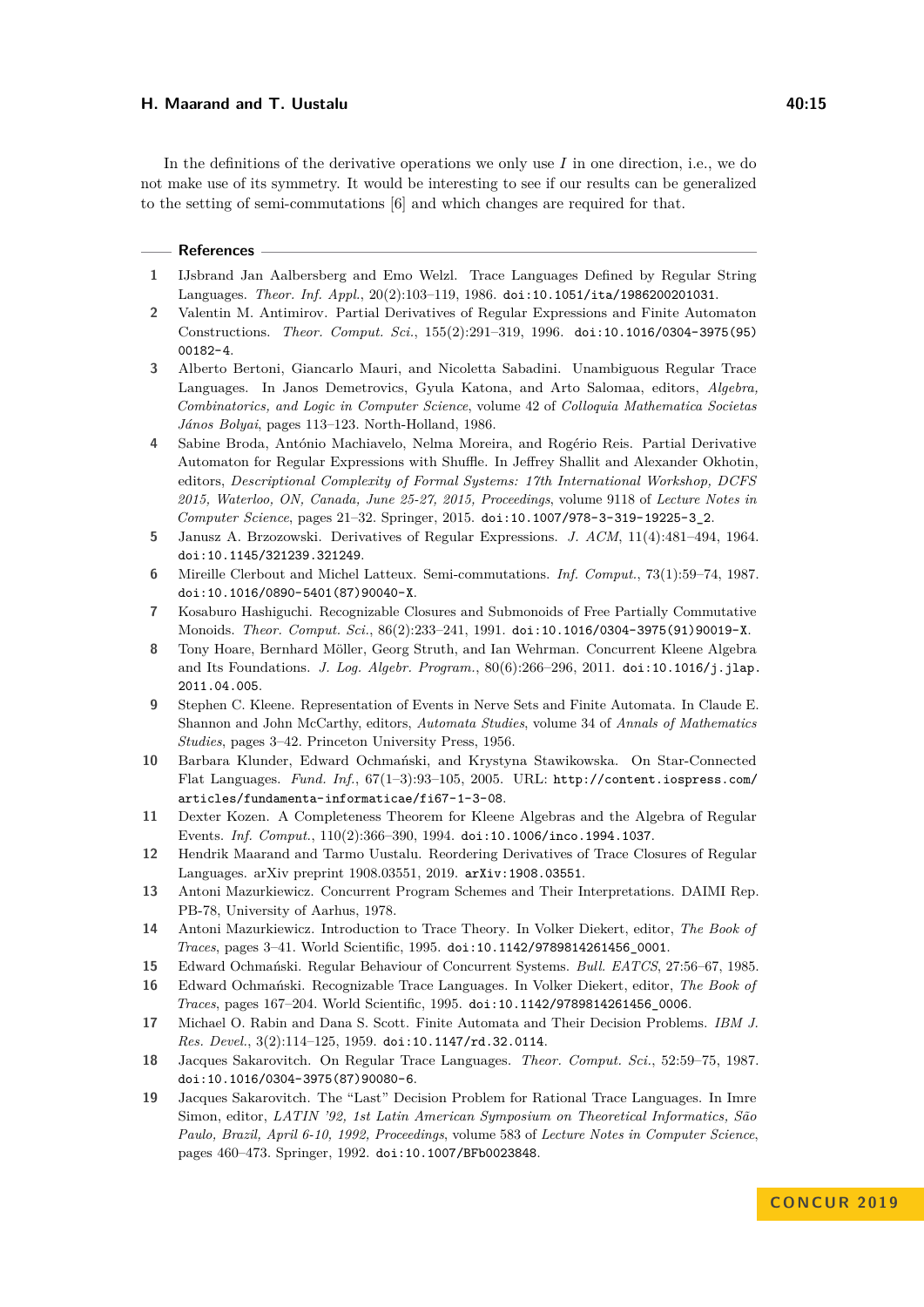In the definitions of the derivative operations we only use $I$ in one direction, i.e., we do not make use of its symmetry. It would be interesting to see if our results can be generalized to the setting of semi-commutations [6] and which changes are required for that.

## References

1. IJsbrand Jan Aalbersberg and Emo Welzl. Trace Languages Defined by Regular String Languages. *Theor. Inf. Appl.*, 20(2):103–119, 1986. doi:10.1051/ita/1986200201031.
2. Valentin M. Antimirov. Partial Derivatives of Regular Expressions and Finite Automaton Constructions. *Theor. Comput. Sci.*, 155(2):291–319, 1996. doi:10.1016/0304-3975(95)00182-4.
3. Alberto Bertoni, Giancarlo Mauri, and Nicoletta Sabadini. Unambiguous Regular Trace Languages. In Janos Demetrovics, Gyula Katona, and Arto Salomaa, editors, *Algebra, Combinatorics, and Logic in Computer Science*, volume 42 of *Colloquia Mathematica Societas János Bolyai*, pages 113–123. North-Holland, 1986.
4. Sabine Broda, António Machiavelo, Nelma Moreira, and Rogério Reis. Partial Derivative Automaton for Regular Expressions with Shuffle. In Jeffrey Shallit and Alexander Okhotin, editors, *Descriptional Complexity of Formal Systems: 17th International Workshop, DCFS 2015, Waterloo, ON, Canada, June 25-27, 2015, Proceedings*, volume 9118 of *Lecture Notes in Computer Science*, pages 21–32. Springer, 2015. doi:10.1007/978-3-319-19225-3_2.
5. Janusz A. Brzozowski. Derivatives of Regular Expressions. *J. ACM*, 11(4):481–494, 1964. doi:10.1145/321239.321249.
6. Mireille Clerbout and Michel Latteux. Semi-commutations. *Inf. Comput.*, 73(1):59–74, 1987. doi:10.1016/0890-5401(87)90040-X.
7. Kosaburo Hashiguchi. Recognizable Closures and Submonoids of Free Partially Commutative Monoids. *Theor. Comput. Sci.*, 86(2):233–241, 1991. doi:10.1016/0304-3975(91)90019-X.
8. Tony Hoare, Bernhard Möller, Georg Struth, and Ian Wehrman. Concurrent Kleene Algebra and Its Foundations. *J. Log. Algebr. Program.*, 80(6):266–296, 2011. doi:10.1016/j.jlap.2011.04.005.
9. Stephen C. Kleene. Representation of Events in Nerve Sets and Finite Automata. In Claude E. Shannon and John McCarthy, editors, *Automata Studies*, volume 34 of *Annals of Mathematics Studies*, pages 3–42. Princeton University Press, 1956.
10. Barbara Klunder, Edward Ochmański, and Krystyna Stawikowska. On Star-Connected Flat Languages. *Fund. Inf.*, 67(1–3):93–105, 2005. URL: http://content.iospress.com/articles/fundamenta-informaticae/fi67-1-3-08.
11. Dexter Kozen. A Completeness Theorem for Kleene Algebras and the Algebra of Regular Events. *Inf. Comput.*, 110(2):366–390, 1994. doi:10.1006/inco.1994.1037.
12. Hendrik Maarand and Tarmo Uustalu. Reordering Derivatives of Trace Closures of Regular Languages. arXiv preprint 1908.03551, 2019. arXiv:1908.03551.
13. Antoni Mazurkiewicz. Concurrent Program Schemes and Their Interpretations. DAIMI Rep. PB-78, University of Aarhus, 1978.
14. Antoni Mazurkiewicz. Introduction to Trace Theory. In Volker Diekert, editor, *The Book of Traces*, pages 3–41. World Scientific, 1995. doi:10.1142/9789814261456_0001.
15. Edward Ochmański. Regular Behaviour of Concurrent Systems. *Bull. EATCS*, 27:56–67, 1985.
16. Edward Ochmański. Recognizable Trace Languages. In Volker Diekert, editor, *The Book of Traces*, pages 167–204. World Scientific, 1995. doi:10.1142/9789814261456_0006.
17. Michael O. Rabin and Dana S. Scott. Finite Automata and Their Decision Problems. *IBM J. Res. Devel.*, 3(2):114–125, 1959. doi:10.1147/rd.32.0114.
18. Jacques Sakarovitch. On Regular Trace Languages. *Theor. Comput. Sci.*, 52:59–75, 1987. doi:10.1016/0304-3975(87)90080-6.
19. Jacques Sakarovitch. The "Last" Decision Problem for Rational Trace Languages. In Imre Simon, editor, *LATIN '92, 1st Latin American Symposium on Theoretical Informatics, São Paulo, Brazil, April 6-10, 1992, Proceedings*, volume 583 of *Lecture Notes in Computer Science*, pages 460–473. Springer, 1992. doi:10.1007/BFb0023848.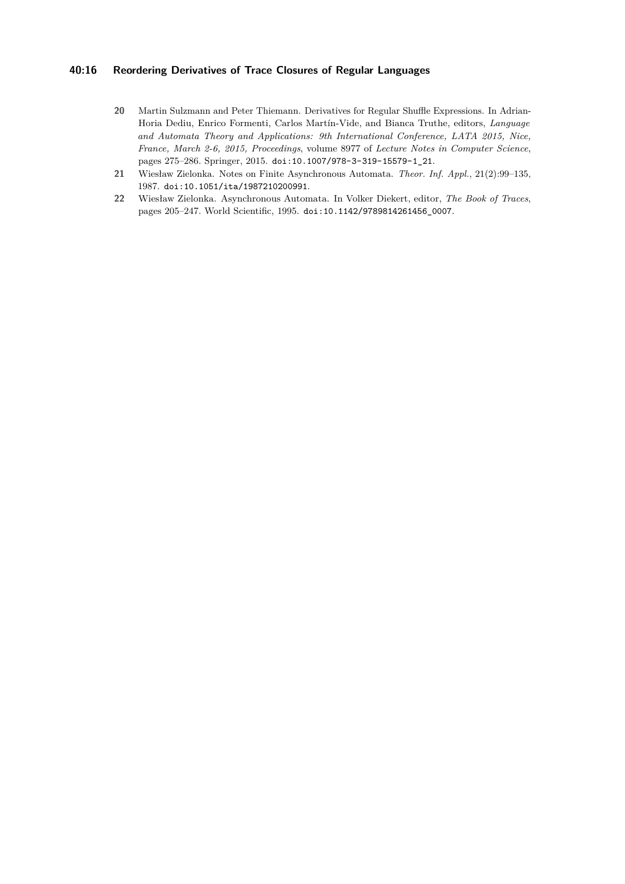20 Martin Sulzmann and Peter Thiemann. Derivatives for Regular Shuffle Expressions. In Adrian-Horia Dediu, Enrico Formenti, Carlos Martín-Vide, and Bianca Truthe, editors, *Language and Automata Theory and Applications: 9th International Conference, LATA 2015, Nice, France, March 2-6, 2015, Proceedings*, volume 8977 of *Lecture Notes in Computer Science*, pages 275–286. Springer, 2015. doi:10.1007/978-3-319-15579-1_21.

21 Wiesław Zielonka. Notes on Finite Asynchronous Automata. *Theor. Inf. Appl.*, 21(2):99–135, 1987. doi:10.1051/ita/1987210200991.

22 Wiesław Zielonka. Asynchronous Automata. In Volker Diekert, editor, *The Book of Traces*, pages 205–247. World Scientific, 1995. doi:10.1142/9789814261456_0007.